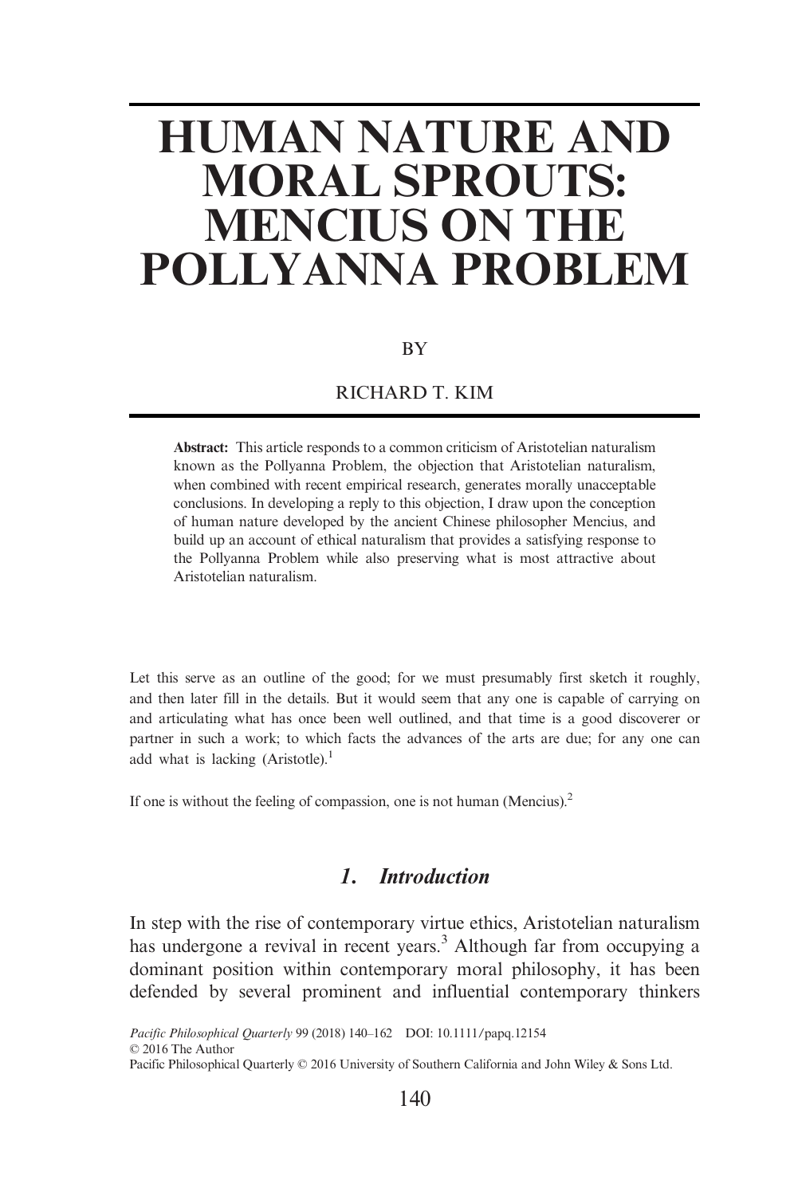# HUMAN NATURE AND MORAL SPROUTS: MENCIUS ON THE POLLYANNA PROBLEM

BY

RICHARD T. KIM

**Abstract:** This article responds to a common criticism of Aristotelian naturalism known as the Pollyanna Problem, the objection that Aristotelian naturalism, when combined with recent empirical research, generates morally unacceptable conclusions. In developing a reply to this objection, I draw upon the conception of human nature developed by the ancient Chinese philosopher Mencius, and build up an account of ethical naturalism that provides a satisfying response to the Pollyanna Problem while also preserving what is most attractive about Aristotelian naturalism.

Let this serve as an outline of the good; for we must presumably first sketch it roughly, and then later fill in the details. But it would seem that any one is capable of carrying on and articulating what has once been well outlined, and that time is a good discoverer or partner in such a work; to which facts the advances of the arts are due; for any one can add what is lacking (Aristotle).[1]

If one is without the feeling of compassion, one is not human (Mencius).[2]

## *1. Introduction*

In step with the rise of contemporary virtue ethics, Aristotelian naturalism has undergone a revival in recent years.[3] Although far from occupying a dominant position within contemporary moral philosophy, it has been defended by several prominent and influential contemporary thinkers

*Pacific Philosophical Quarterly* 99 (2018) 140–162 DOI: 10.1111/papq.12154
© 2016 The Author
Pacific Philosophical Quarterly © 2016 University of Southern California and John Wiley & Sons Ltd.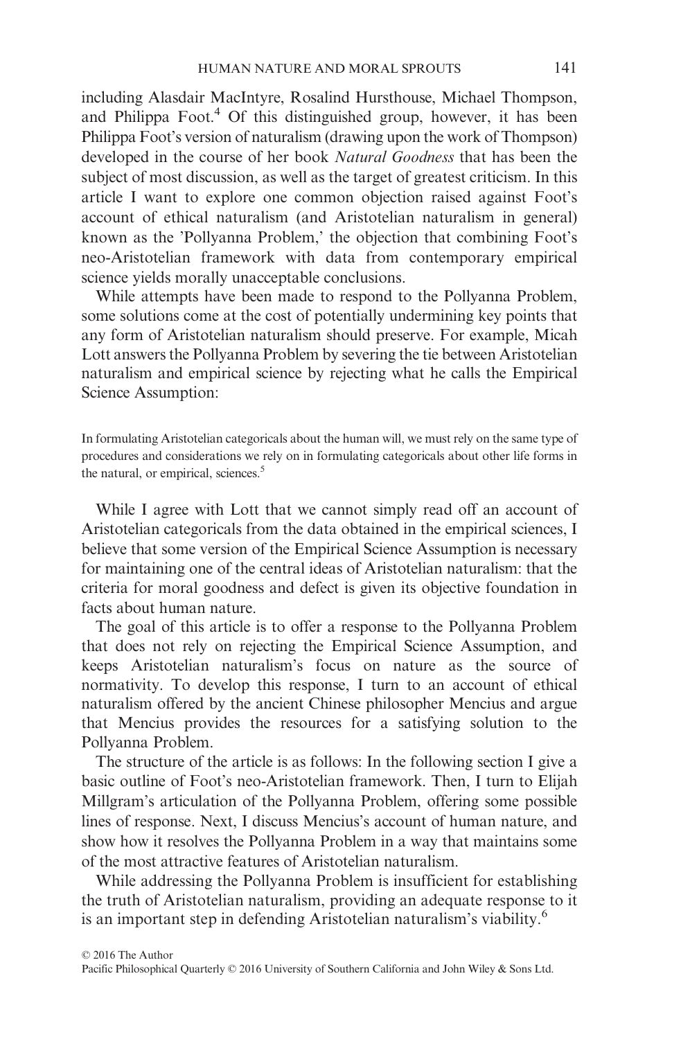including Alasdair MacIntyre, Rosalind Hursthouse, Michael Thompson, and Philippa Foot.[4] Of this distinguished group, however, it has been Philippa Foot's version of naturalism (drawing upon the work of Thompson) developed in the course of her book *Natural Goodness* that has been the subject of most discussion, as well as the target of greatest criticism. In this article I want to explore one common objection raised against Foot's account of ethical naturalism (and Aristotelian naturalism in general) known as the 'Pollyanna Problem,' the objection that combining Foot's neo-Aristotelian framework with data from contemporary empirical science yields morally unacceptable conclusions.

While attempts have been made to respond to the Pollyanna Problem, some solutions come at the cost of potentially undermining key points that any form of Aristotelian naturalism should preserve. For example, Micah Lott answers the Pollyanna Problem by severing the tie between Aristotelian naturalism and empirical science by rejecting what he calls the Empirical Science Assumption:

> In formulating Aristotelian categoricals about the human will, we must rely on the same type of procedures and considerations we rely on in formulating categoricals about other life forms in the natural, or empirical, sciences.[5]

While I agree with Lott that we cannot simply read off an account of Aristotelian categoricals from the data obtained in the empirical sciences, I believe that some version of the Empirical Science Assumption is necessary for maintaining one of the central ideas of Aristotelian naturalism: that the criteria for moral goodness and defect is given its objective foundation in facts about human nature.

The goal of this article is to offer a response to the Pollyanna Problem that does not rely on rejecting the Empirical Science Assumption, and keeps Aristotelian naturalism's focus on nature as the source of normativity. To develop this response, I turn to an account of ethical naturalism offered by the ancient Chinese philosopher Mencius and argue that Mencius provides the resources for a satisfying solution to the Pollyanna Problem.

The structure of the article is as follows: In the following section I give a basic outline of Foot's neo-Aristotelian framework. Then, I turn to Elijah Millgram's articulation of the Pollyanna Problem, offering some possible lines of response. Next, I discuss Mencius's account of human nature, and show how it resolves the Pollyanna Problem in a way that maintains some of the most attractive features of Aristotelian naturalism.

While addressing the Pollyanna Problem is insufficient for establishing the truth of Aristotelian naturalism, providing an adequate response to it is an important step in defending Aristotelian naturalism's viability.[6]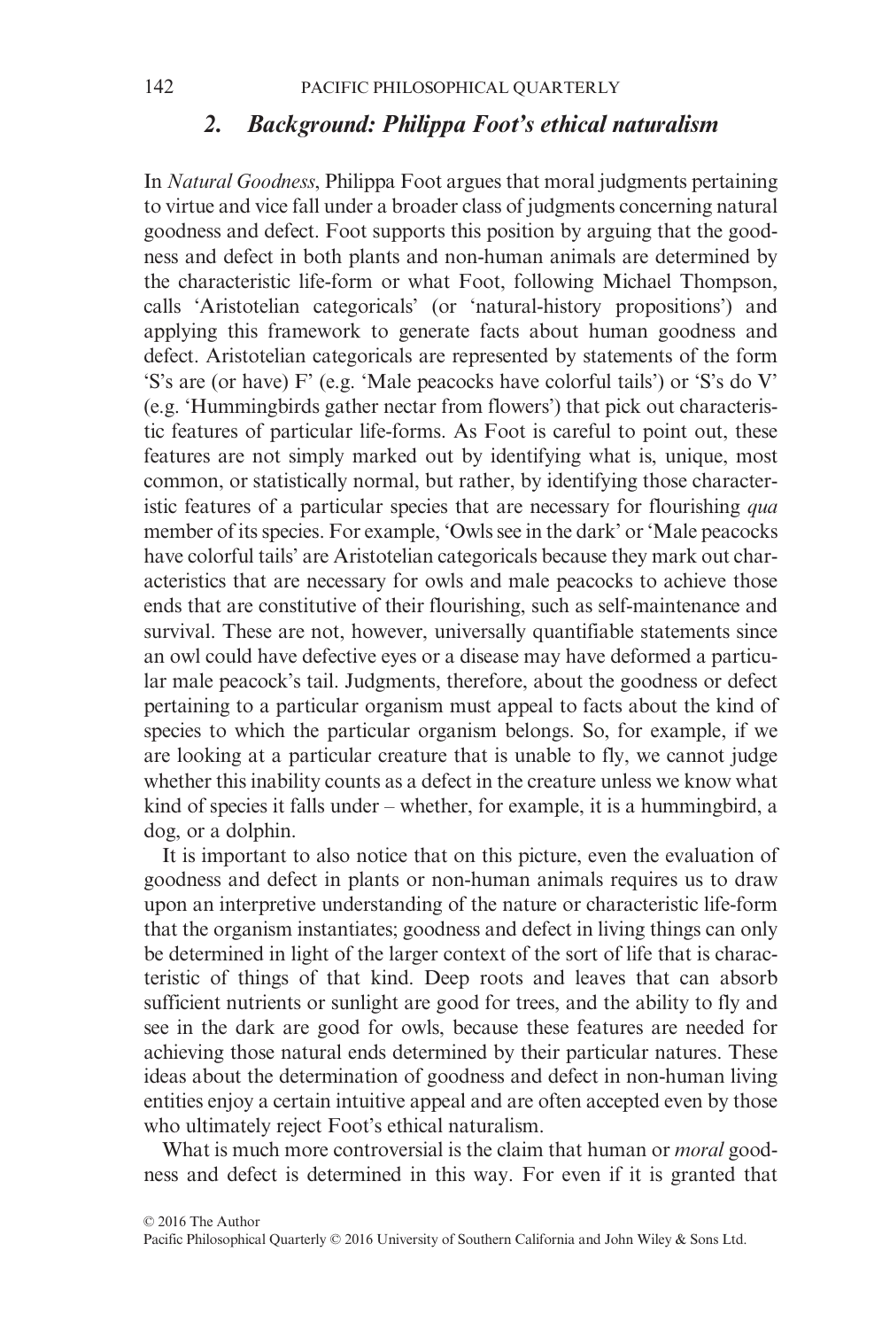## 2. *Background: Philippa Foot's ethical naturalism*

In *Natural Goodness*, Philippa Foot argues that moral judgments pertaining to virtue and vice fall under a broader class of judgments concerning natural goodness and defect. Foot supports this position by arguing that the goodness and defect in both plants and non-human animals are determined by the characteristic life-form or what Foot, following Michael Thompson, calls 'Aristotelian categoricals' (or 'natural-history propositions') and applying this framework to generate facts about human goodness and defect. Aristotelian categoricals are represented by statements of the form 'S's are (or have) F' (e.g. 'Male peacocks have colorful tails') or 'S's do V' (e.g. 'Hummingbirds gather nectar from flowers') that pick out characteristic features of particular life-forms. As Foot is careful to point out, these features are not simply marked out by identifying what is, unique, most common, or statistically normal, but rather, by identifying those characteristic features of a particular species that are necessary for flourishing *qua* member of its species. For example, 'Owls see in the dark' or 'Male peacocks have colorful tails' are Aristotelian categoricals because they mark out characteristics that are necessary for owls and male peacocks to achieve those ends that are constitutive of their flourishing, such as self-maintenance and survival. These are not, however, universally quantifiable statements since an owl could have defective eyes or a disease may have deformed a particular male peacock's tail. Judgments, therefore, about the goodness or defect pertaining to a particular organism must appeal to facts about the kind of species to which the particular organism belongs. So, for example, if we are looking at a particular creature that is unable to fly, we cannot judge whether this inability counts as a defect in the creature unless we know what kind of species it falls under – whether, for example, it is a hummingbird, a dog, or a dolphin.

It is important to also notice that on this picture, even the evaluation of goodness and defect in plants or non-human animals requires us to draw upon an interpretive understanding of the nature or characteristic life-form that the organism instantiates; goodness and defect in living things can only be determined in light of the larger context of the sort of life that is characteristic of things of that kind. Deep roots and leaves that can absorb sufficient nutrients or sunlight are good for trees, and the ability to fly and see in the dark are good for owls, because these features are needed for achieving those natural ends determined by their particular natures. These ideas about the determination of goodness and defect in non-human living entities enjoy a certain intuitive appeal and are often accepted even by those who ultimately reject Foot's ethical naturalism.

What is much more controversial is the claim that human or *moral* goodness and defect is determined in this way. For even if it is granted that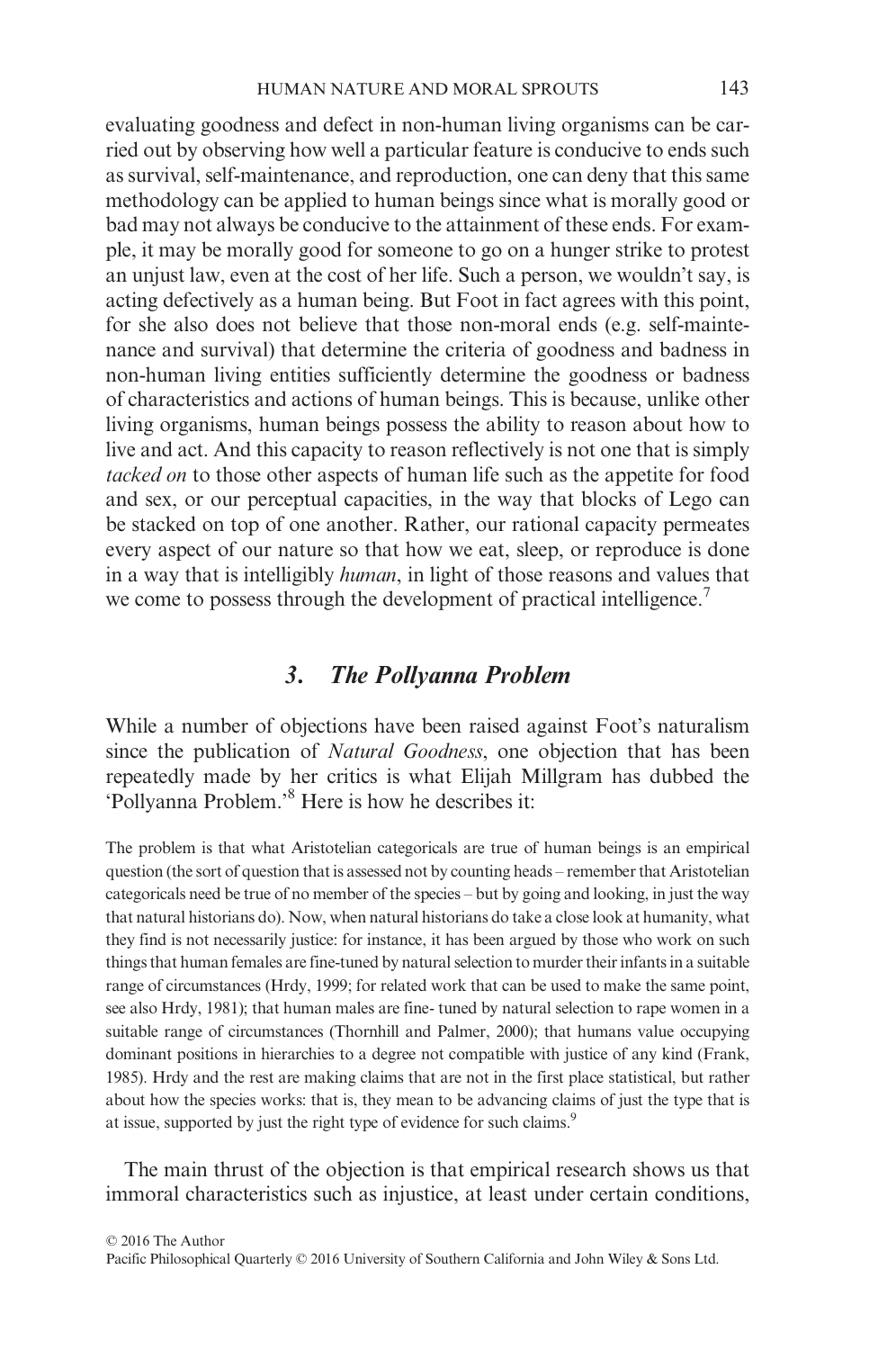evaluating goodness and defect in non-human living organisms can be carried out by observing how well a particular feature is conducive to ends such as survival, self-maintenance, and reproduction, one can deny that this same methodology can be applied to human beings since what is morally good or bad may not always be conducive to the attainment of these ends. For example, it may be morally good for someone to go on a hunger strike to protest an unjust law, even at the cost of her life. Such a person, we wouldn't say, is acting defectively as a human being. But Foot in fact agrees with this point, for she also does not believe that those non-moral ends (e.g. self-maintenance and survival) that determine the criteria of goodness and badness in non-human living entities sufficiently determine the goodness or badness of characteristics and actions of human beings. This is because, unlike other living organisms, human beings possess the ability to reason about how to live and act. And this capacity to reason reflectively is not one that is simply *tacked on* to those other aspects of human life such as the appetite for food and sex, or our perceptual capacities, in the way that blocks of Lego can be stacked on top of one another. Rather, our rational capacity permeates every aspect of our nature so that how we eat, sleep, or reproduce is done in a way that is intelligibly *human*, in light of those reasons and values that we come to possess through the development of practical intelligence.[7]

## 3. The Pollyanna Problem

While a number of objections have been raised against Foot's naturalism since the publication of *Natural Goodness*, one objection that has been repeatedly made by her critics is what Elijah Millgram has dubbed the 'Pollyanna Problem.'[8] Here is how he describes it:

> The problem is that what Aristotelian categoricals are true of human beings is an empirical question (the sort of question that is assessed not by counting heads – remember that Aristotelian categoricals need be true of no member of the species – but by going and looking, in just the way that natural historians do). Now, when natural historians do take a close look at humanity, what they find is not necessarily justice: for instance, it has been argued by those who work on such things that human females are fine-tuned by natural selection to murder their infants in a suitable range of circumstances (Hrdy, 1999; for related work that can be used to make the same point, see also Hrdy, 1981); that human males are fine- tuned by natural selection to rape women in a suitable range of circumstances (Thornhill and Palmer, 2000); that humans value occupying dominant positions in hierarchies to a degree not compatible with justice of any kind (Frank, 1985). Hrdy and the rest are making claims that are not in the first place statistical, but rather about how the species works: that is, they mean to be advancing claims of just the type that is at issue, supported by just the right type of evidence for such claims.[9]

The main thrust of the objection is that empirical research shows us that immoral characteristics such as injustice, at least under certain conditions,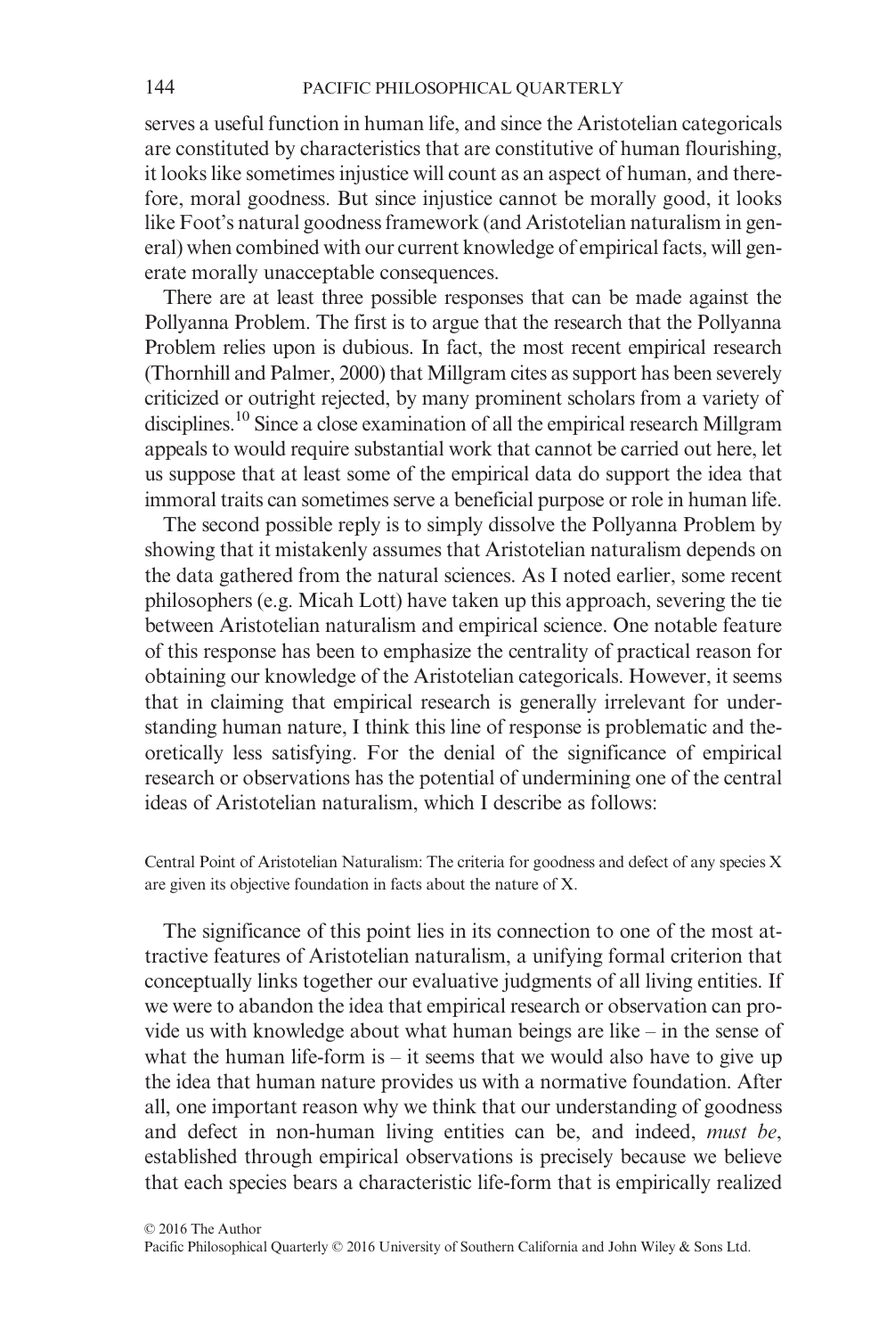serves a useful function in human life, and since the Aristotelian categoricals are constituted by characteristics that are constitutive of human flourishing, it looks like sometimes injustice will count as an aspect of human, and therefore, moral goodness. But since injustice cannot be morally good, it looks like Foot's natural goodness framework (and Aristotelian naturalism in general) when combined with our current knowledge of empirical facts, will generate morally unacceptable consequences.

There are at least three possible responses that can be made against the Pollyanna Problem. The first is to argue that the research that the Pollyanna Problem relies upon is dubious. In fact, the most recent empirical research (Thornhill and Palmer, 2000) that Millgram cites as support has been severely criticized or outright rejected, by many prominent scholars from a variety of disciplines.[10] Since a close examination of all the empirical research Millgram appeals to would require substantial work that cannot be carried out here, let us suppose that at least some of the empirical data do support the idea that immoral traits can sometimes serve a beneficial purpose or role in human life.

The second possible reply is to simply dissolve the Pollyanna Problem by showing that it mistakenly assumes that Aristotelian naturalism depends on the data gathered from the natural sciences. As I noted earlier, some recent philosophers (e.g. Micah Lott) have taken up this approach, severing the tie between Aristotelian naturalism and empirical science. One notable feature of this response has been to emphasize the centrality of practical reason for obtaining our knowledge of the Aristotelian categoricals. However, it seems that in claiming that empirical research is generally irrelevant for understanding human nature, I think this line of response is problematic and theoretically less satisfying. For the denial of the significance of empirical research or observations has the potential of undermining one of the central ideas of Aristotelian naturalism, which I describe as follows:

Central Point of Aristotelian Naturalism: The criteria for goodness and defect of any species X are given its objective foundation in facts about the nature of X.

The significance of this point lies in its connection to one of the most attractive features of Aristotelian naturalism, a unifying formal criterion that conceptually links together our evaluative judgments of all living entities. If we were to abandon the idea that empirical research or observation can provide us with knowledge about what human beings are like – in the sense of what the human life-form is – it seems that we would also have to give up the idea that human nature provides us with a normative foundation. After all, one important reason why we think that our understanding of goodness and defect in non-human living entities can be, and indeed, *must be*, established through empirical observations is precisely because we believe that each species bears a characteristic life-form that is empirically realized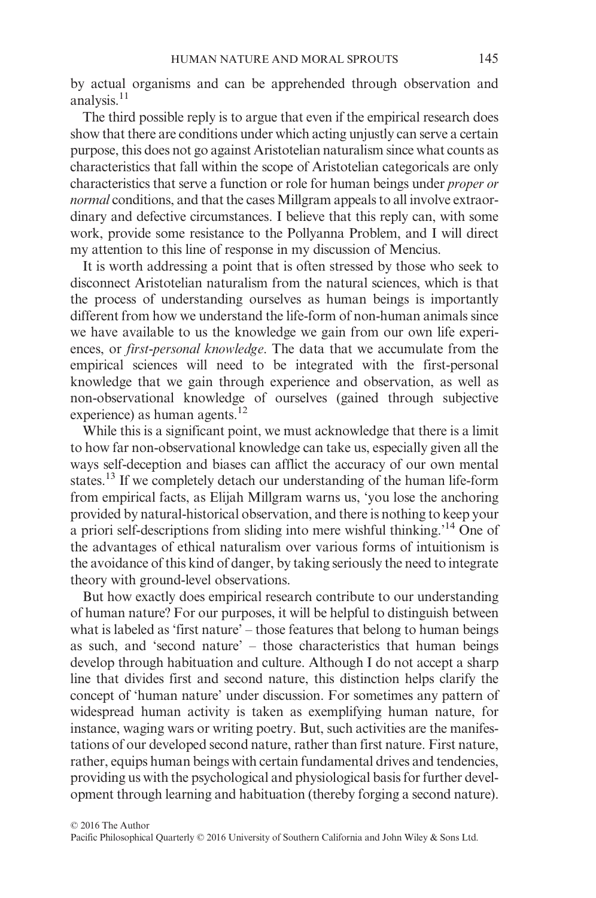by actual organisms and can be apprehended through observation and analysis.[11]

The third possible reply is to argue that even if the empirical research does show that there are conditions under which acting unjustly can serve a certain purpose, this does not go against Aristotelian naturalism since what counts as characteristics that fall within the scope of Aristotelian categoricals are only characteristics that serve a function or role for human beings under *proper or normal* conditions, and that the cases Millgram appeals to all involve extraordinary and defective circumstances. I believe that this reply can, with some work, provide some resistance to the Pollyanna Problem, and I will direct my attention to this line of response in my discussion of Mencius.

It is worth addressing a point that is often stressed by those who seek to disconnect Aristotelian naturalism from the natural sciences, which is that the process of understanding ourselves as human beings is importantly different from how we understand the life-form of non-human animals since we have available to us the knowledge we gain from our own life experiences, or *first-personal knowledge*. The data that we accumulate from the empirical sciences will need to be integrated with the first-personal knowledge that we gain through experience and observation, as well as non-observational knowledge of ourselves (gained through subjective experience) as human agents.[12]

While this is a significant point, we must acknowledge that there is a limit to how far non-observational knowledge can take us, especially given all the ways self-deception and biases can afflict the accuracy of our own mental states.[13] If we completely detach our understanding of the human life-form from empirical facts, as Elijah Millgram warns us, 'you lose the anchoring provided by natural-historical observation, and there is nothing to keep your a priori self-descriptions from sliding into mere wishful thinking.'[14] One of the advantages of ethical naturalism over various forms of intuitionism is the avoidance of this kind of danger, by taking seriously the need to integrate theory with ground-level observations.

But how exactly does empirical research contribute to our understanding of human nature? For our purposes, it will be helpful to distinguish between what is labeled as 'first nature' – those features that belong to human beings as such, and 'second nature' – those characteristics that human beings develop through habituation and culture. Although I do not accept a sharp line that divides first and second nature, this distinction helps clarify the concept of 'human nature' under discussion. For sometimes any pattern of widespread human activity is taken as exemplifying human nature, for instance, waging wars or writing poetry. But, such activities are the manifestations of our developed second nature, rather than first nature. First nature, rather, equips human beings with certain fundamental drives and tendencies, providing us with the psychological and physiological basis for further development through learning and habituation (thereby forging a second nature).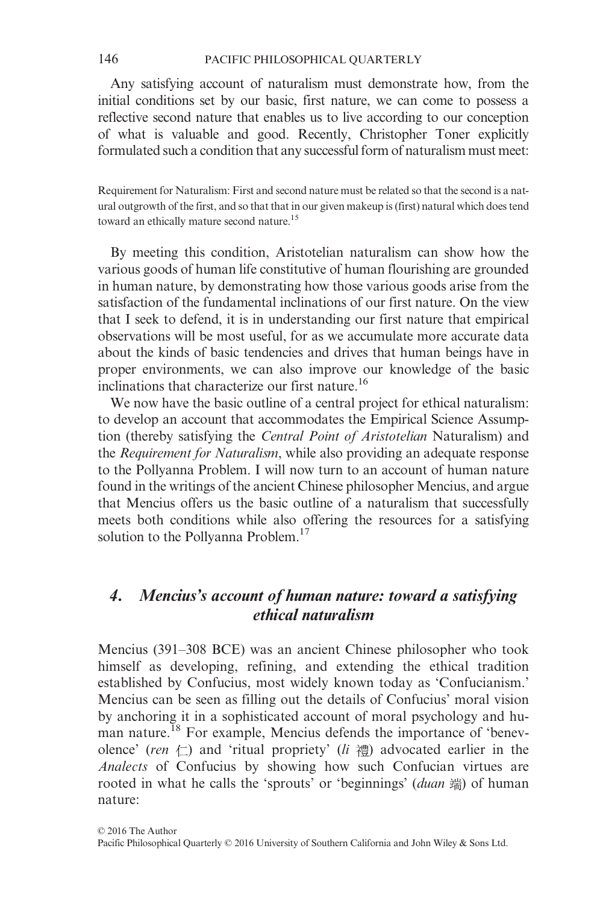Any satisfying account of naturalism must demonstrate how, from the initial conditions set by our basic, first nature, we can come to possess a reflective second nature that enables us to live according to our conception of what is valuable and good. Recently, Christopher Toner explicitly formulated such a condition that any successful form of naturalism must meet:

> Requirement for Naturalism: First and second nature must be related so that the second is a natural outgrowth of the first, and so that that in our given makeup is (first) natural which does tend toward an ethically mature second nature.[15]

By meeting this condition, Aristotelian naturalism can show how the various goods of human life constitutive of human flourishing are grounded in human nature, by demonstrating how those various goods arise from the satisfaction of the fundamental inclinations of our first nature. On the view that I seek to defend, it is in understanding our first nature that empirical observations will be most useful, for as we accumulate more accurate data about the kinds of basic tendencies and drives that human beings have in proper environments, we can also improve our knowledge of the basic inclinations that characterize our first nature.[16]

We now have the basic outline of a central project for ethical naturalism: to develop an account that accommodates the Empirical Science Assumption (thereby satisfying the *Central Point of Aristotelian* Naturalism) and the *Requirement for Naturalism*, while also providing an adequate response to the Pollyanna Problem. I will now turn to an account of human nature found in the writings of the ancient Chinese philosopher Mencius, and argue that Mencius offers us the basic outline of a naturalism that successfully meets both conditions while also offering the resources for a satisfying solution to the Pollyanna Problem.[17]

## *4. Mencius's account of human nature: toward a satisfying ethical naturalism*

Mencius (391–308 BCE) was an ancient Chinese philosopher who took himself as developing, refining, and extending the ethical tradition established by Confucius, most widely known today as 'Confucianism.' Mencius can be seen as filling out the details of Confucius' moral vision by anchoring it in a sophisticated account of moral psychology and human nature.[18] For example, Mencius defends the importance of 'benevolence' (*ren* 仁) and 'ritual propriety' (*li* 禮) advocated earlier in the *Analects* of Confucius by showing how such Confucian virtues are rooted in what he calls the 'sprouts' or 'beginnings' (*duan* 端) of human nature: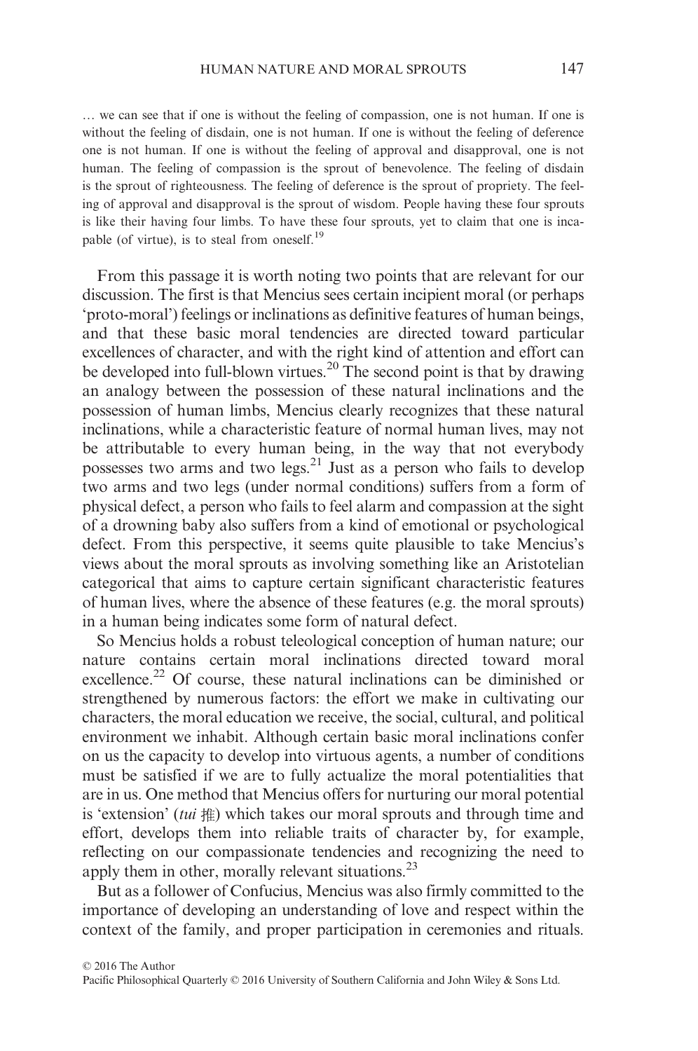… we can see that if one is without the feeling of compassion, one is not human. If one is without the feeling of disdain, one is not human. If one is without the feeling of deference one is not human. If one is without the feeling of approval and disapproval, one is not human. The feeling of compassion is the sprout of benevolence. The feeling of disdain is the sprout of righteousness. The feeling of deference is the sprout of propriety. The feeling of approval and disapproval is the sprout of wisdom. People having these four sprouts is like their having four limbs. To have these four sprouts, yet to claim that one is incapable (of virtue), is to steal from oneself.[19]

From this passage it is worth noting two points that are relevant for our discussion. The first is that Mencius sees certain incipient moral (or perhaps 'proto-moral') feelings or inclinations as definitive features of human beings, and that these basic moral tendencies are directed toward particular excellences of character, and with the right kind of attention and effort can be developed into full-blown virtues.[20] The second point is that by drawing an analogy between the possession of these natural inclinations and the possession of human limbs, Mencius clearly recognizes that these natural inclinations, while a characteristic feature of normal human lives, may not be attributable to every human being, in the way that not everybody possesses two arms and two legs.[21] Just as a person who fails to develop two arms and two legs (under normal conditions) suffers from a form of physical defect, a person who fails to feel alarm and compassion at the sight of a drowning baby also suffers from a kind of emotional or psychological defect. From this perspective, it seems quite plausible to take Mencius's views about the moral sprouts as involving something like an Aristotelian categorical that aims to capture certain significant characteristic features of human lives, where the absence of these features (e.g. the moral sprouts) in a human being indicates some form of natural defect.

So Mencius holds a robust teleological conception of human nature; our nature contains certain moral inclinations directed toward moral excellence.[22] Of course, these natural inclinations can be diminished or strengthened by numerous factors: the effort we make in cultivating our characters, the moral education we receive, the social, cultural, and political environment we inhabit. Although certain basic moral inclinations confer on us the capacity to develop into virtuous agents, a number of conditions must be satisfied if we are to fully actualize the moral potentialities that are in us. One method that Mencius offers for nurturing our moral potential is 'extension' (*tui* 推) which takes our moral sprouts and through time and effort, develops them into reliable traits of character by, for example, reflecting on our compassionate tendencies and recognizing the need to apply them in other, morally relevant situations.[23]

But as a follower of Confucius, Mencius was also firmly committed to the importance of developing an understanding of love and respect within the context of the family, and proper participation in ceremonies and rituals.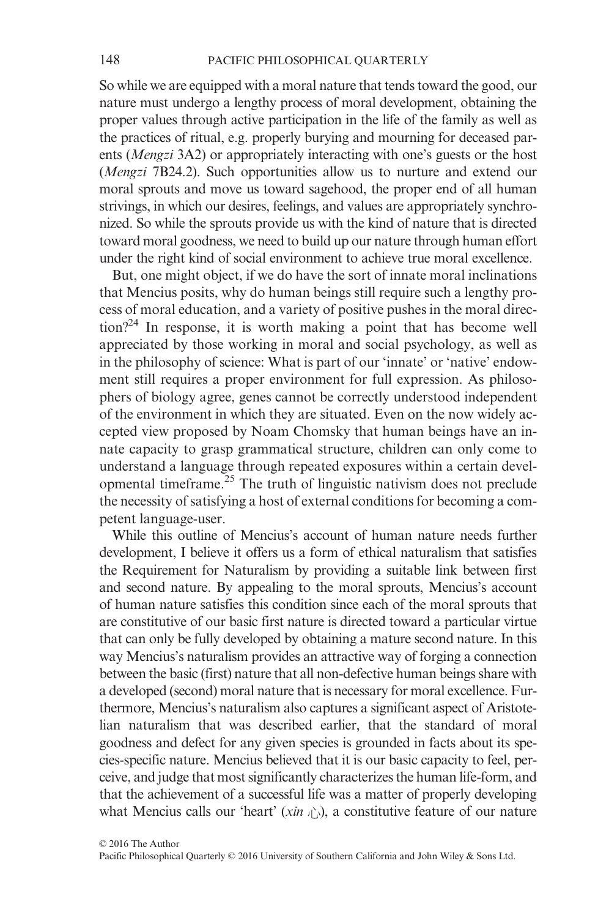So while we are equipped with a moral nature that tends toward the good, our nature must undergo a lengthy process of moral development, obtaining the proper values through active participation in the life of the family as well as the practices of ritual, e.g. properly burying and mourning for deceased parents (*Mengzi* 3A2) or appropriately interacting with one's guests or the host (*Mengzi* 7B24.2). Such opportunities allow us to nurture and extend our moral sprouts and move us toward sagehood, the proper end of all human strivings, in which our desires, feelings, and values are appropriately synchronized. So while the sprouts provide us with the kind of nature that is directed toward moral goodness, we need to build up our nature through human effort under the right kind of social environment to achieve true moral excellence.

But, one might object, if we do have the sort of innate moral inclinations that Mencius posits, why do human beings still require such a lengthy process of moral education, and a variety of positive pushes in the moral direction?[24] In response, it is worth making a point that has become well appreciated by those working in moral and social psychology, as well as in the philosophy of science: What is part of our 'innate' or 'native' endowment still requires a proper environment for full expression. As philosophers of biology agree, genes cannot be correctly understood independent of the environment in which they are situated. Even on the now widely accepted view proposed by Noam Chomsky that human beings have an innate capacity to grasp grammatical structure, children can only come to understand a language through repeated exposures within a certain developmental timeframe.[25] The truth of linguistic nativism does not preclude the necessity of satisfying a host of external conditions for becoming a competent language-user.

While this outline of Mencius's account of human nature needs further development, I believe it offers us a form of ethical naturalism that satisfies the Requirement for Naturalism by providing a suitable link between first and second nature. By appealing to the moral sprouts, Mencius's account of human nature satisfies this condition since each of the moral sprouts that are constitutive of our basic first nature is directed toward a particular virtue that can only be fully developed by obtaining a mature second nature. In this way Mencius's naturalism provides an attractive way of forging a connection between the basic (first) nature that all non-defective human beings share with a developed (second) moral nature that is necessary for moral excellence. Furthermore, Mencius's naturalism also captures a significant aspect of Aristotelian naturalism that was described earlier, that the standard of moral goodness and defect for any given species is grounded in facts about its species-specific nature. Mencius believed that it is our basic capacity to feel, perceive, and judge that most significantly characterizes the human life-form, and that the achievement of a successful life was a matter of properly developing what Mencius calls our 'heart' (*xin* 心), a constitutive feature of our nature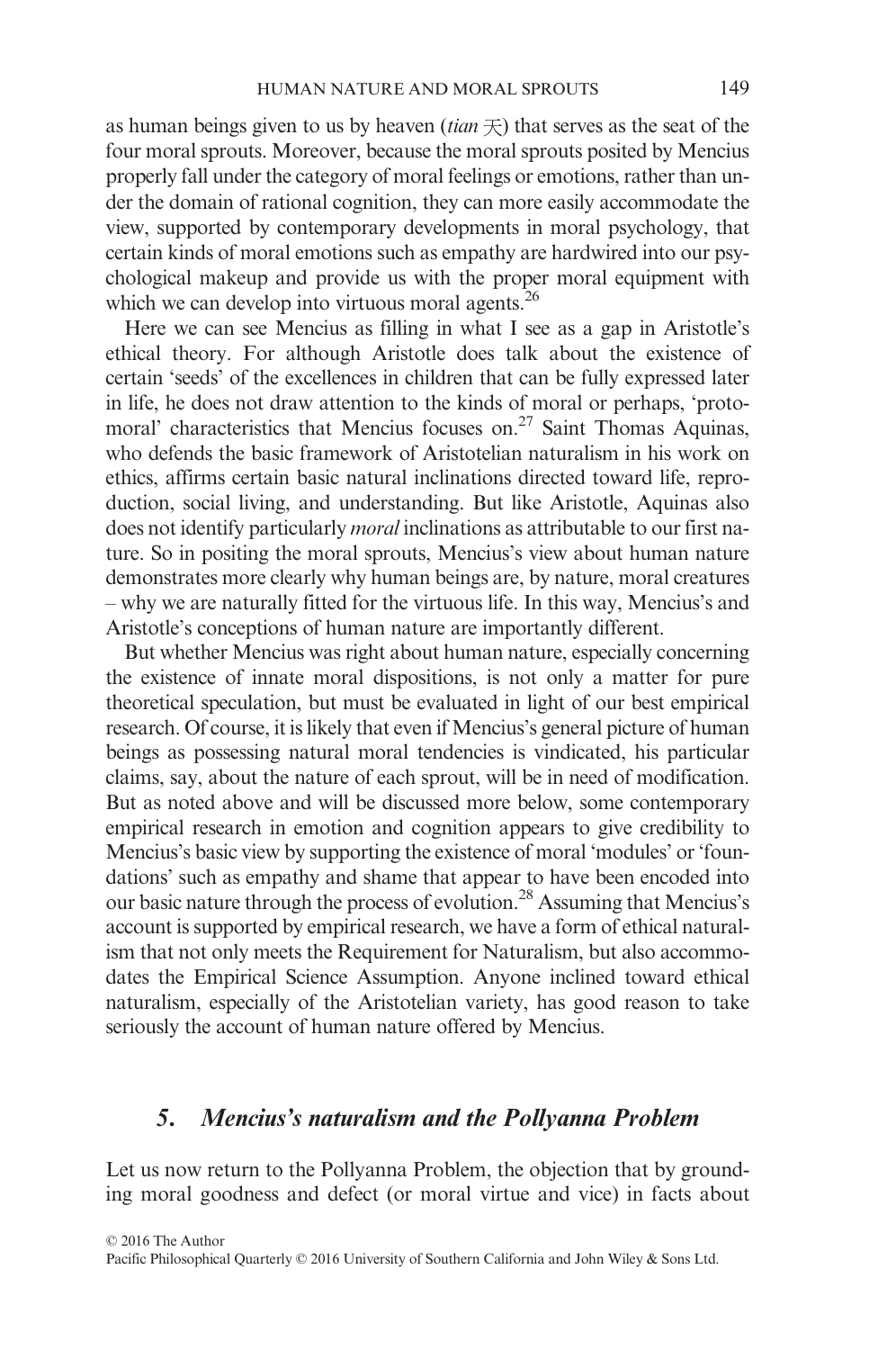as human beings given to us by heaven (*tian* 天) that serves as the seat of the four moral sprouts. Moreover, because the moral sprouts posited by Mencius properly fall under the category of moral feelings or emotions, rather than under the domain of rational cognition, they can more easily accommodate the view, supported by contemporary developments in moral psychology, that certain kinds of moral emotions such as empathy are hardwired into our psychological makeup and provide us with the proper moral equipment with which we can develop into virtuous moral agents.[26]

Here we can see Mencius as filling in what I see as a gap in Aristotle's ethical theory. For although Aristotle does talk about the existence of certain 'seeds' of the excellences in children that can be fully expressed later in life, he does not draw attention to the kinds of moral or perhaps, 'proto-moral' characteristics that Mencius focuses on.[27] Saint Thomas Aquinas, who defends the basic framework of Aristotelian naturalism in his work on ethics, affirms certain basic natural inclinations directed toward life, reproduction, social living, and understanding. But like Aristotle, Aquinas also does not identify particularly *moral* inclinations as attributable to our first nature. So in positing the moral sprouts, Mencius's view about human nature demonstrates more clearly why human beings are, by nature, moral creatures – why we are naturally fitted for the virtuous life. In this way, Mencius's and Aristotle's conceptions of human nature are importantly different.

But whether Mencius was right about human nature, especially concerning the existence of innate moral dispositions, is not only a matter for pure theoretical speculation, but must be evaluated in light of our best empirical research. Of course, it is likely that even if Mencius's general picture of human beings as possessing natural moral tendencies is vindicated, his particular claims, say, about the nature of each sprout, will be in need of modification. But as noted above and will be discussed more below, some contemporary empirical research in emotion and cognition appears to give credibility to Mencius's basic view by supporting the existence of moral 'modules' or 'foundations' such as empathy and shame that appear to have been encoded into our basic nature through the process of evolution.[28] Assuming that Mencius's account is supported by empirical research, we have a form of ethical naturalism that not only meets the Requirement for Naturalism, but also accommodates the Empirical Science Assumption. Anyone inclined toward ethical naturalism, especially of the Aristotelian variety, has good reason to take seriously the account of human nature offered by Mencius.

## 5. *Mencius's naturalism and the Pollyanna Problem*

Let us now return to the Pollyanna Problem, the objection that by grounding moral goodness and defect (or moral virtue and vice) in facts about

© 2016 The Author
Pacific Philosophical Quarterly © 2016 University of Southern California and John Wiley & Sons Ltd.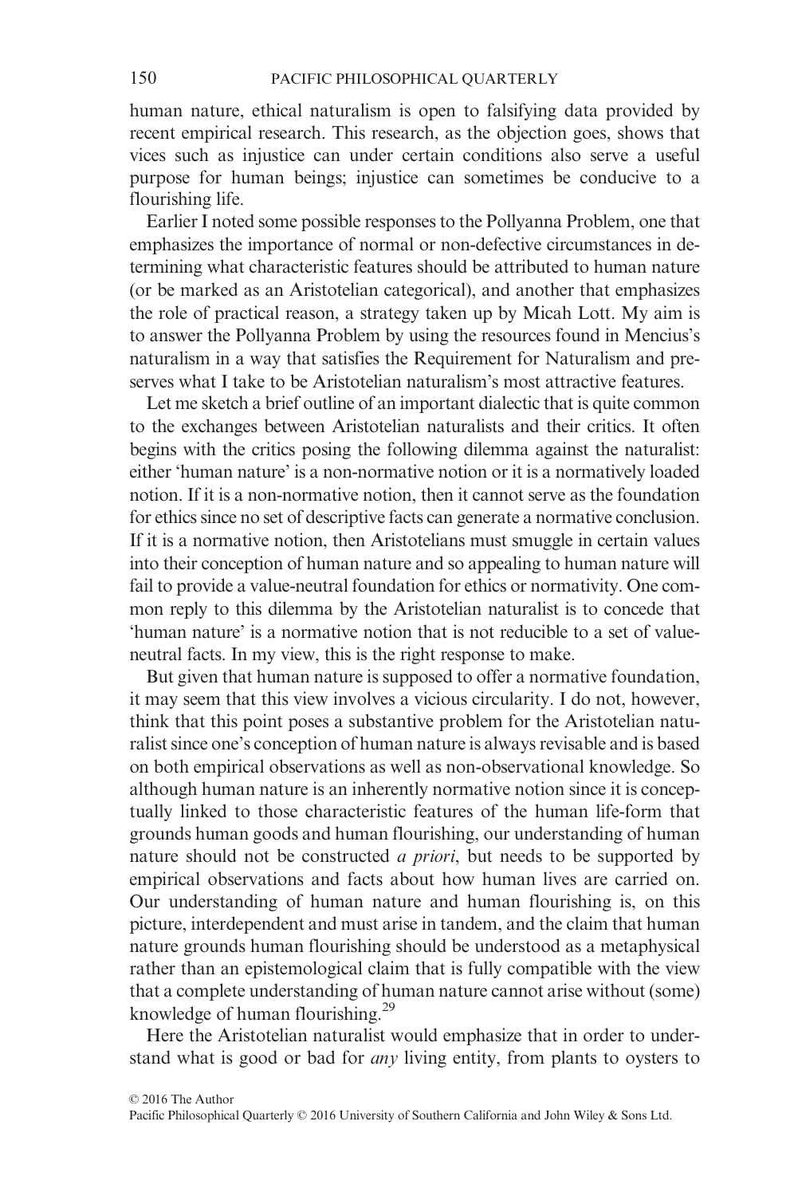human nature, ethical naturalism is open to falsifying data provided by recent empirical research. This research, as the objection goes, shows that vices such as injustice can under certain conditions also serve a useful purpose for human beings; injustice can sometimes be conducive to a flourishing life.

Earlier I noted some possible responses to the Pollyanna Problem, one that emphasizes the importance of normal or non-defective circumstances in determining what characteristic features should be attributed to human nature (or be marked as an Aristotelian categorical), and another that emphasizes the role of practical reason, a strategy taken up by Micah Lott. My aim is to answer the Pollyanna Problem by using the resources found in Mencius's naturalism in a way that satisfies the Requirement for Naturalism and preserves what I take to be Aristotelian naturalism's most attractive features.

Let me sketch a brief outline of an important dialectic that is quite common to the exchanges between Aristotelian naturalists and their critics. It often begins with the critics posing the following dilemma against the naturalist: either 'human nature' is a non-normative notion or it is a normatively loaded notion. If it is a non-normative notion, then it cannot serve as the foundation for ethics since no set of descriptive facts can generate a normative conclusion. If it is a normative notion, then Aristotelians must smuggle in certain values into their conception of human nature and so appealing to human nature will fail to provide a value-neutral foundation for ethics or normativity. One common reply to this dilemma by the Aristotelian naturalist is to concede that 'human nature' is a normative notion that is not reducible to a set of value-neutral facts. In my view, this is the right response to make.

But given that human nature is supposed to offer a normative foundation, it may seem that this view involves a vicious circularity. I do not, however, think that this point poses a substantive problem for the Aristotelian naturalist since one's conception of human nature is always revisable and is based on both empirical observations as well as non-observational knowledge. So although human nature is an inherently normative notion since it is conceptually linked to those characteristic features of the human life-form that grounds human goods and human flourishing, our understanding of human nature should not be constructed *a priori*, but needs to be supported by empirical observations and facts about how human lives are carried on. Our understanding of human nature and human flourishing is, on this picture, interdependent and must arise in tandem, and the claim that human nature grounds human flourishing should be understood as a metaphysical rather than an epistemological claim that is fully compatible with the view that a complete understanding of human nature cannot arise without (some) knowledge of human flourishing.[29]

Here the Aristotelian naturalist would emphasize that in order to understand what is good or bad for *any* living entity, from plants to oysters to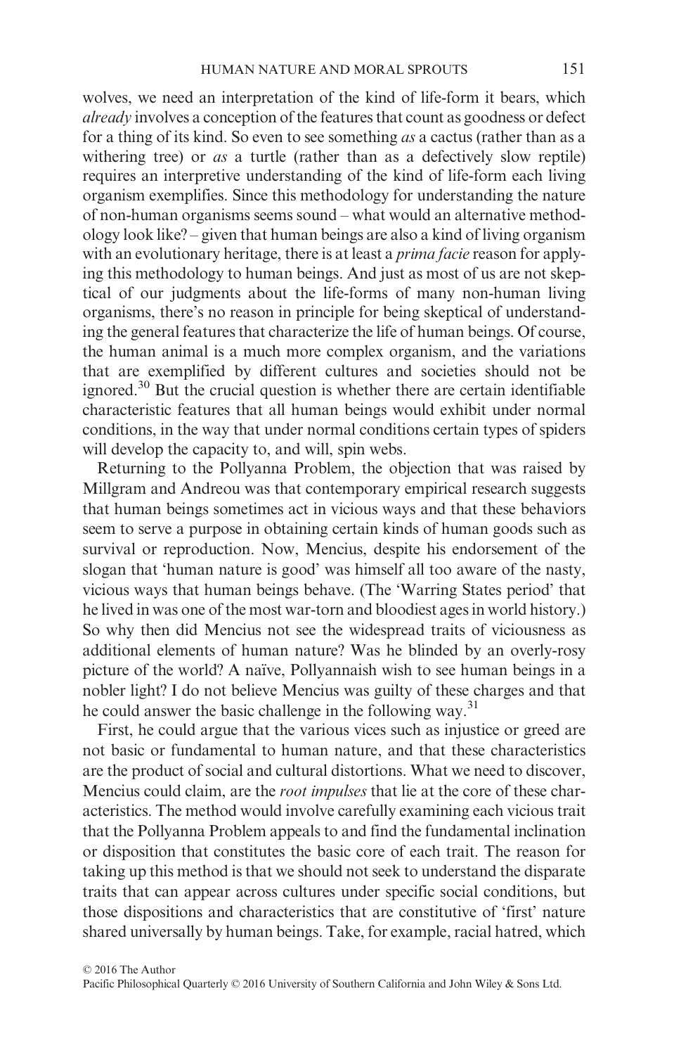wolves, we need an interpretation of the kind of life-form it bears, which *already* involves a conception of the features that count as goodness or defect for a thing of its kind. So even to see something *as* a cactus (rather than as a withering tree) or *as* a turtle (rather than as a defectively slow reptile) requires an interpretive understanding of the kind of life-form each living organism exemplifies. Since this methodology for understanding the nature of non-human organisms seems sound – what would an alternative methodology look like? – given that human beings are also a kind of living organism with an evolutionary heritage, there is at least a *prima facie* reason for applying this methodology to human beings. And just as most of us are not skeptical of our judgments about the life-forms of many non-human living organisms, there's no reason in principle for being skeptical of understanding the general features that characterize the life of human beings. Of course, the human animal is a much more complex organism, and the variations that are exemplified by different cultures and societies should not be ignored.[30] But the crucial question is whether there are certain identifiable characteristic features that all human beings would exhibit under normal conditions, in the way that under normal conditions certain types of spiders will develop the capacity to, and will, spin webs.

Returning to the Pollyanna Problem, the objection that was raised by Millgram and Andreou was that contemporary empirical research suggests that human beings sometimes act in vicious ways and that these behaviors seem to serve a purpose in obtaining certain kinds of human goods such as survival or reproduction. Now, Mencius, despite his endorsement of the slogan that 'human nature is good' was himself all too aware of the nasty, vicious ways that human beings behave. (The 'Warring States period' that he lived in was one of the most war-torn and bloodiest ages in world history.) So why then did Mencius not see the widespread traits of viciousness as additional elements of human nature? Was he blinded by an overly-rosy picture of the world? A naïve, Pollyannaish wish to see human beings in a nobler light? I do not believe Mencius was guilty of these charges and that he could answer the basic challenge in the following way.[31]

First, he could argue that the various vices such as injustice or greed are not basic or fundamental to human nature, and that these characteristics are the product of social and cultural distortions. What we need to discover, Mencius could claim, are the *root impulses* that lie at the core of these characteristics. The method would involve carefully examining each vicious trait that the Pollyanna Problem appeals to and find the fundamental inclination or disposition that constitutes the basic core of each trait. The reason for taking up this method is that we should not seek to understand the disparate traits that can appear across cultures under specific social conditions, but those dispositions and characteristics that are constitutive of 'first' nature shared universally by human beings. Take, for example, racial hatred, which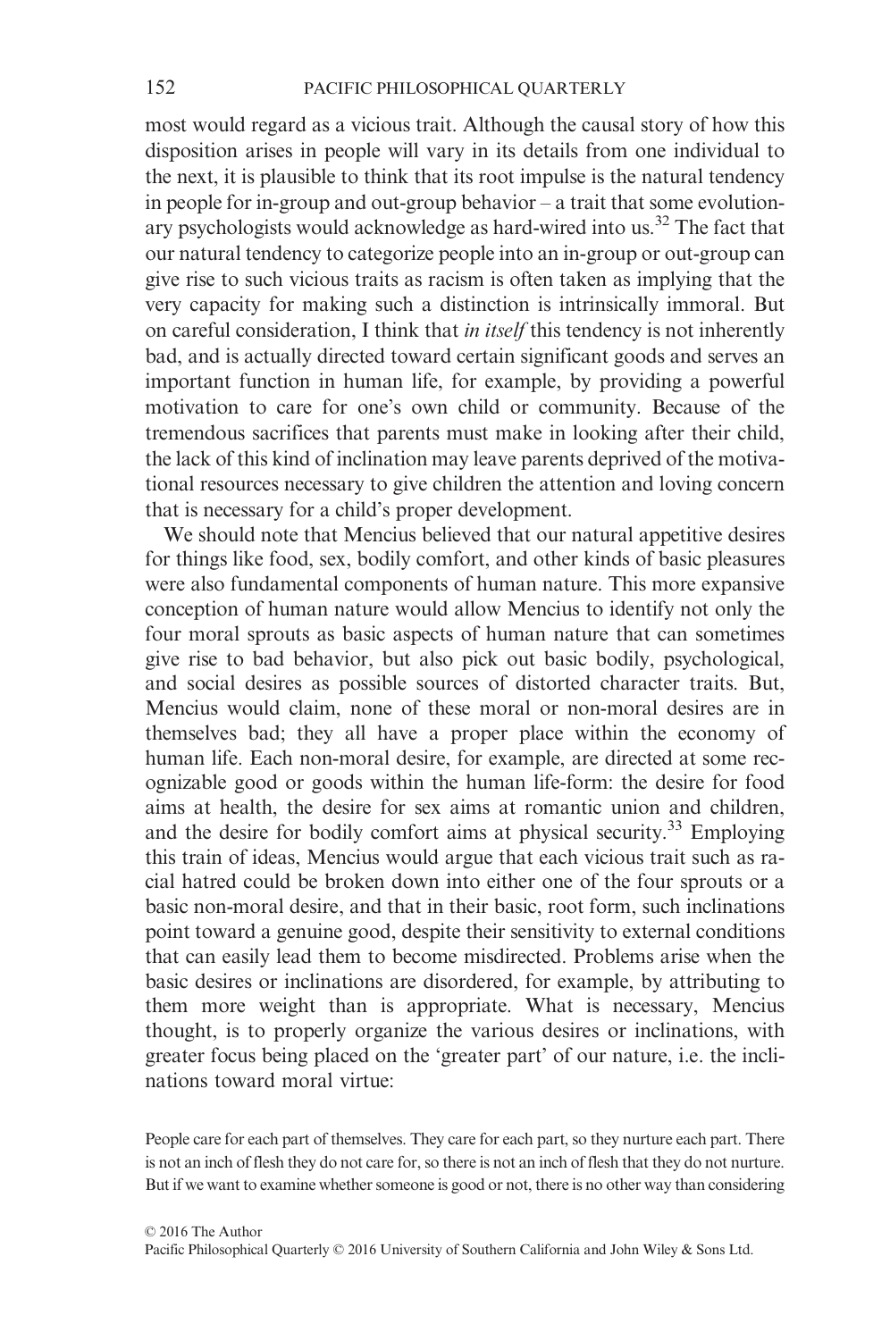most would regard as a vicious trait. Although the causal story of how this disposition arises in people will vary in its details from one individual to the next, it is plausible to think that its root impulse is the natural tendency in people for in-group and out-group behavior – a trait that some evolutionary psychologists would acknowledge as hard-wired into us.[32] The fact that our natural tendency to categorize people into an in-group or out-group can give rise to such vicious traits as racism is often taken as implying that the very capacity for making such a distinction is intrinsically immoral. But on careful consideration, I think that *in itself* this tendency is not inherently bad, and is actually directed toward certain significant goods and serves an important function in human life, for example, by providing a powerful motivation to care for one's own child or community. Because of the tremendous sacrifices that parents must make in looking after their child, the lack of this kind of inclination may leave parents deprived of the motivational resources necessary to give children the attention and loving concern that is necessary for a child's proper development.

We should note that Mencius believed that our natural appetitive desires for things like food, sex, bodily comfort, and other kinds of basic pleasures were also fundamental components of human nature. This more expansive conception of human nature would allow Mencius to identify not only the four moral sprouts as basic aspects of human nature that can sometimes give rise to bad behavior, but also pick out basic bodily, psychological, and social desires as possible sources of distorted character traits. But, Mencius would claim, none of these moral or non-moral desires are in themselves bad; they all have a proper place within the economy of human life. Each non-moral desire, for example, are directed at some recognizable good or goods within the human life-form: the desire for food aims at health, the desire for sex aims at romantic union and children, and the desire for bodily comfort aims at physical security.[33] Employing this train of ideas, Mencius would argue that each vicious trait such as racial hatred could be broken down into either one of the four sprouts or a basic non-moral desire, and that in their basic, root form, such inclinations point toward a genuine good, despite their sensitivity to external conditions that can easily lead them to become misdirected. Problems arise when the basic desires or inclinations are disordered, for example, by attributing to them more weight than is appropriate. What is necessary, Mencius thought, is to properly organize the various desires or inclinations, with greater focus being placed on the 'greater part' of our nature, i.e. the inclinations toward moral virtue:

People care for each part of themselves. They care for each part, so they nurture each part. There is not an inch of flesh they do not care for, so there is not an inch of flesh that they do not nurture. But if we want to examine whether someone is good or not, there is no other way than considering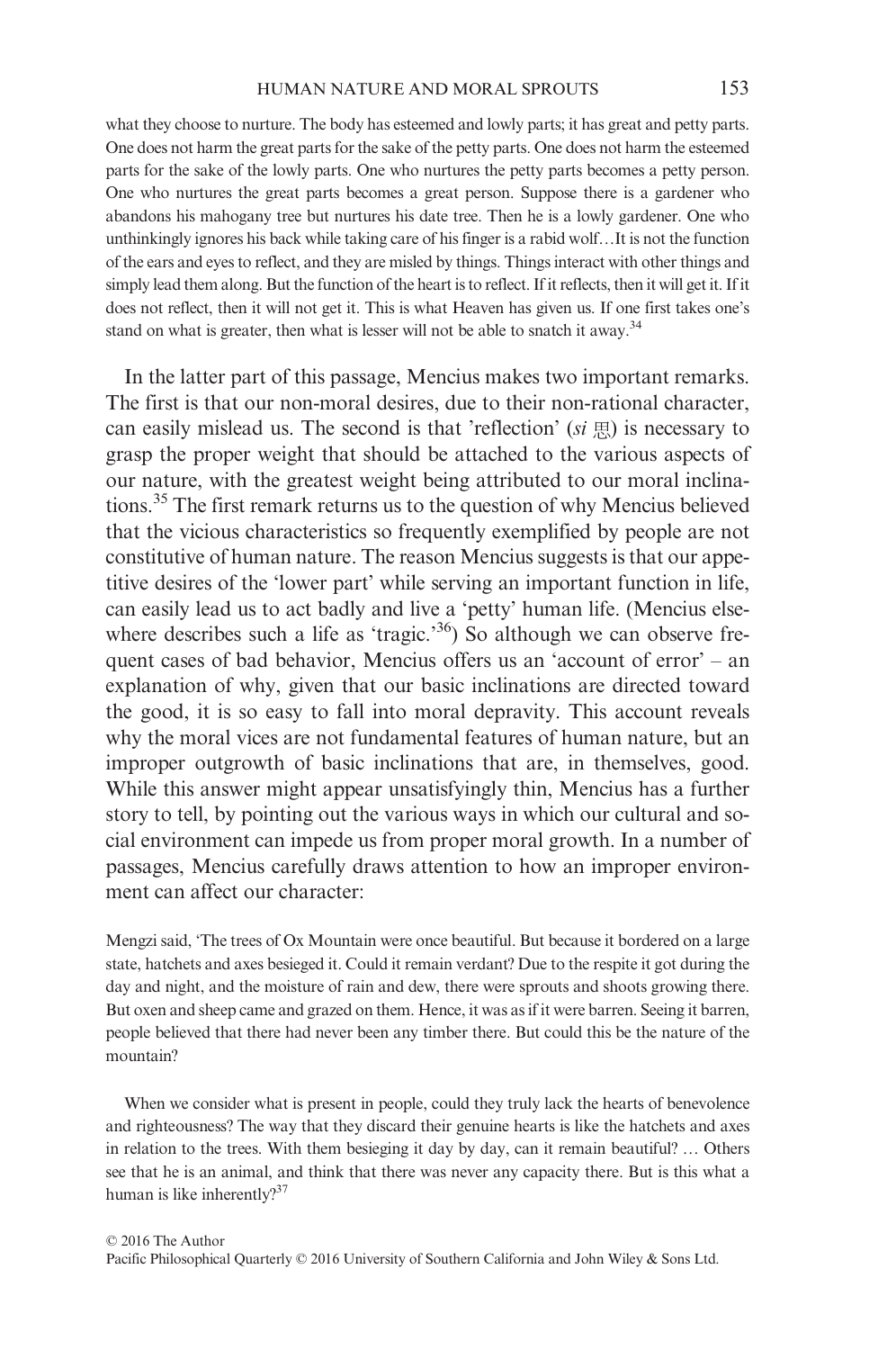what they choose to nurture. The body has esteemed and lowly parts; it has great and petty parts. One does not harm the great parts for the sake of the petty parts. One does not harm the esteemed parts for the sake of the lowly parts. One who nurtures the petty parts becomes a petty person. One who nurtures the great parts becomes a great person. Suppose there is a gardener who abandons his mahogany tree but nurtures his date tree. Then he is a lowly gardener. One who unthinkingly ignores his back while taking care of his finger is a rabid wolf…It is not the function of the ears and eyes to reflect, and they are misled by things. Things interact with other things and simply lead them along. But the function of the heart is to reflect. If it reflects, then it will get it. If it does not reflect, then it will not get it. This is what Heaven has given us. If one first takes one's stand on what is greater, then what is lesser will not be able to snatch it away.[34]

In the latter part of this passage, Mencius makes two important remarks. The first is that our non-moral desires, due to their non-rational character, can easily mislead us. The second is that 'reflection' (*si* 思) is necessary to grasp the proper weight that should be attached to the various aspects of our nature, with the greatest weight being attributed to our moral inclinations.[35] The first remark returns us to the question of why Mencius believed that the vicious characteristics so frequently exemplified by people are not constitutive of human nature. The reason Mencius suggests is that our appetitive desires of the 'lower part' while serving an important function in life, can easily lead us to act badly and live a 'petty' human life. (Mencius elsewhere describes such a life as 'tragic.'[36]) So although we can observe frequent cases of bad behavior, Mencius offers us an 'account of error' – an explanation of why, given that our basic inclinations are directed toward the good, it is so easy to fall into moral depravity. This account reveals why the moral vices are not fundamental features of human nature, but an improper outgrowth of basic inclinations that are, in themselves, good. While this answer might appear unsatisfyingly thin, Mencius has a further story to tell, by pointing out the various ways in which our cultural and social environment can impede us from proper moral growth. In a number of passages, Mencius carefully draws attention to how an improper environment can affect our character:

Mengzi said, 'The trees of Ox Mountain were once beautiful. But because it bordered on a large state, hatchets and axes besieged it. Could it remain verdant? Due to the respite it got during the day and night, and the moisture of rain and dew, there were sprouts and shoots growing there. But oxen and sheep came and grazed on them. Hence, it was as if it were barren. Seeing it barren, people believed that there had never been any timber there. But could this be the nature of the mountain?

When we consider what is present in people, could they truly lack the hearts of benevolence and righteousness? The way that they discard their genuine hearts is like the hatchets and axes in relation to the trees. With them besieging it day by day, can it remain beautiful? … Others see that he is an animal, and think that there was never any capacity there. But is this what a human is like inherently?[37]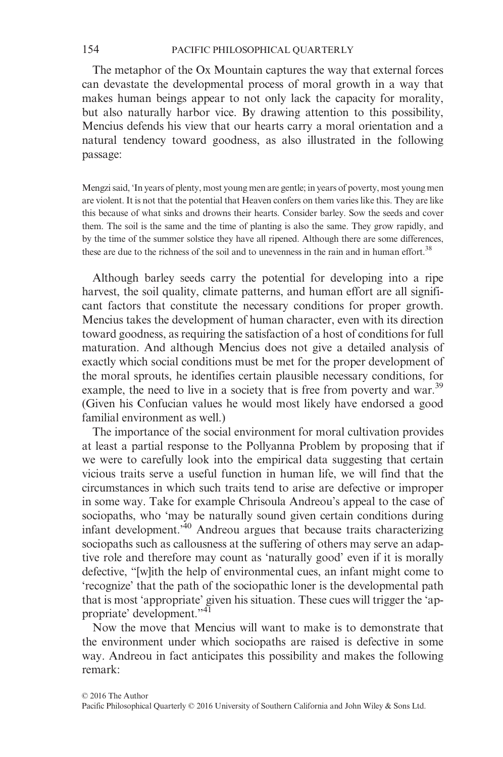The metaphor of the Ox Mountain captures the way that external forces can devastate the developmental process of moral growth in a way that makes human beings appear to not only lack the capacity for morality, but also naturally harbor vice. By drawing attention to this possibility, Mencius defends his view that our hearts carry a moral orientation and a natural tendency toward goodness, as also illustrated in the following passage:

> Mengzi said, 'In years of plenty, most young men are gentle; in years of poverty, most young men are violent. It is not that the potential that Heaven confers on them varies like this. They are like this because of what sinks and drowns their hearts. Consider barley. Sow the seeds and cover them. The soil is the same and the time of planting is also the same. They grow rapidly, and by the time of the summer solstice they have all ripened. Although there are some differences, these are due to the richness of the soil and to unevenness in the rain and in human effort.[38]

Although barley seeds carry the potential for developing into a ripe harvest, the soil quality, climate patterns, and human effort are all significant factors that constitute the necessary conditions for proper growth. Mencius takes the development of human character, even with its direction toward goodness, as requiring the satisfaction of a host of conditions for full maturation. And although Mencius does not give a detailed analysis of exactly which social conditions must be met for the proper development of the moral sprouts, he identifies certain plausible necessary conditions, for example, the need to live in a society that is free from poverty and war.[39] (Given his Confucian values he would most likely have endorsed a good familial environment as well.)

The importance of the social environment for moral cultivation provides at least a partial response to the Pollyanna Problem by proposing that if we were to carefully look into the empirical data suggesting that certain vicious traits serve a useful function in human life, we will find that the circumstances in which such traits tend to arise are defective or improper in some way. Take for example Chrisoula Andreou's appeal to the case of sociopaths, who 'may be naturally sound given certain conditions during infant development.'[40] Andreou argues that because traits characterizing sociopaths such as callousness at the suffering of others may serve an adaptive role and therefore may count as 'naturally good' even if it is morally defective, "[w]ith the help of environmental cues, an infant might come to 'recognize' that the path of the sociopathic loner is the developmental path that is most 'appropriate' given his situation. These cues will trigger the 'appropriate' development."[41]

Now the move that Mencius will want to make is to demonstrate that the environment under which sociopaths are raised is defective in some way. Andreou in fact anticipates this possibility and makes the following remark: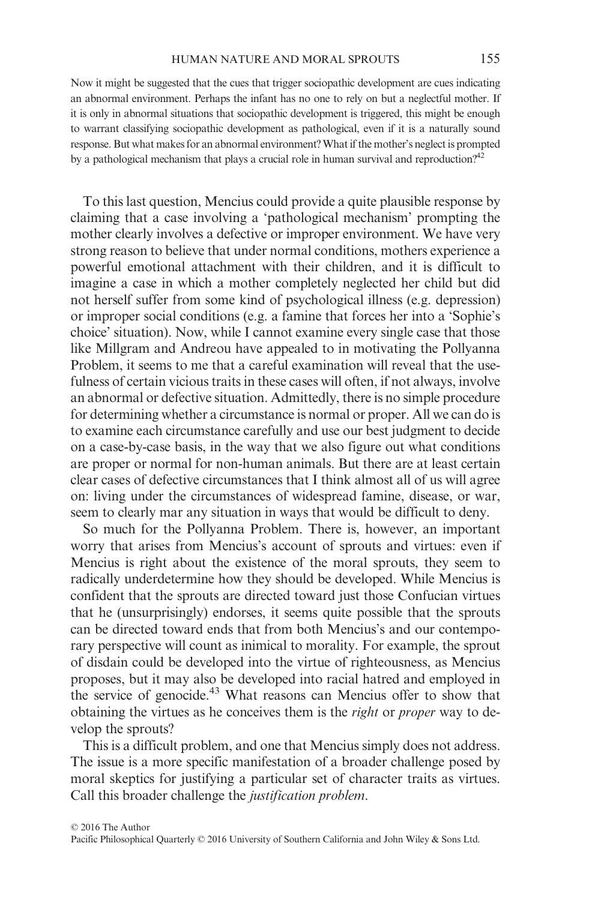Now it might be suggested that the cues that trigger sociopathic development are cues indicating an abnormal environment. Perhaps the infant has no one to rely on but a neglectful mother. If it is only in abnormal situations that sociopathic development is triggered, this might be enough to warrant classifying sociopathic development as pathological, even if it is a naturally sound response. But what makes for an abnormal environment? What if the mother's neglect is prompted by a pathological mechanism that plays a crucial role in human survival and reproduction?[42]

To this last question, Mencius could provide a quite plausible response by claiming that a case involving a 'pathological mechanism' prompting the mother clearly involves a defective or improper environment. We have very strong reason to believe that under normal conditions, mothers experience a powerful emotional attachment with their children, and it is difficult to imagine a case in which a mother completely neglected her child but did not herself suffer from some kind of psychological illness (e.g. depression) or improper social conditions (e.g. a famine that forces her into a 'Sophie's choice' situation). Now, while I cannot examine every single case that those like Millgram and Andreou have appealed to in motivating the Pollyanna Problem, it seems to me that a careful examination will reveal that the usefulness of certain vicious traits in these cases will often, if not always, involve an abnormal or defective situation. Admittedly, there is no simple procedure for determining whether a circumstance is normal or proper. All we can do is to examine each circumstance carefully and use our best judgment to decide on a case-by-case basis, in the way that we also figure out what conditions are proper or normal for non-human animals. But there are at least certain clear cases of defective circumstances that I think almost all of us will agree on: living under the circumstances of widespread famine, disease, or war, seem to clearly mar any situation in ways that would be difficult to deny.

So much for the Pollyanna Problem. There is, however, an important worry that arises from Mencius's account of sprouts and virtues: even if Mencius is right about the existence of the moral sprouts, they seem to radically underdetermine how they should be developed. While Mencius is confident that the sprouts are directed toward just those Confucian virtues that he (unsurprisingly) endorses, it seems quite possible that the sprouts can be directed toward ends that from both Mencius's and our contemporary perspective will count as inimical to morality. For example, the sprout of disdain could be developed into the virtue of righteousness, as Mencius proposes, but it may also be developed into racial hatred and employed in the service of genocide.[43] What reasons can Mencius offer to show that obtaining the virtues as he conceives them is the *right* or *proper* way to develop the sprouts?

This is a difficult problem, and one that Mencius simply does not address. The issue is a more specific manifestation of a broader challenge posed by moral skeptics for justifying a particular set of character traits as virtues. Call this broader challenge the *justification problem*.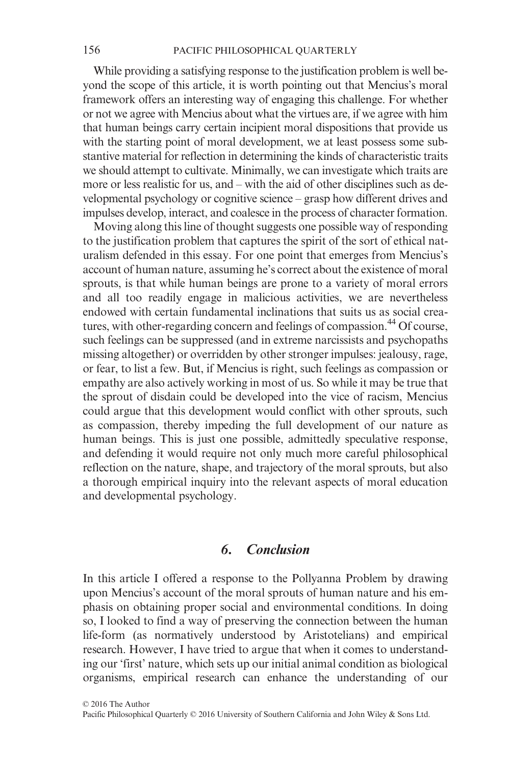While providing a satisfying response to the justification problem is well beyond the scope of this article, it is worth pointing out that Mencius's moral framework offers an interesting way of engaging this challenge. For whether or not we agree with Mencius about what the virtues are, if we agree with him that human beings carry certain incipient moral dispositions that provide us with the starting point of moral development, we at least possess some substantive material for reflection in determining the kinds of characteristic traits we should attempt to cultivate. Minimally, we can investigate which traits are more or less realistic for us, and – with the aid of other disciplines such as developmental psychology or cognitive science – grasp how different drives and impulses develop, interact, and coalesce in the process of character formation.

Moving along this line of thought suggests one possible way of responding to the justification problem that captures the spirit of the sort of ethical naturalism defended in this essay. For one point that emerges from Mencius's account of human nature, assuming he's correct about the existence of moral sprouts, is that while human beings are prone to a variety of moral errors and all too readily engage in malicious activities, we are nevertheless endowed with certain fundamental inclinations that suits us as social creatures, with other-regarding concern and feelings of compassion.[44] Of course, such feelings can be suppressed (and in extreme narcissists and psychopaths missing altogether) or overridden by other stronger impulses: jealousy, rage, or fear, to list a few. But, if Mencius is right, such feelings as compassion or empathy are also actively working in most of us. So while it may be true that the sprout of disdain could be developed into the vice of racism, Mencius could argue that this development would conflict with other sprouts, such as compassion, thereby impeding the full development of our nature as human beings. This is just one possible, admittedly speculative response, and defending it would require not only much more careful philosophical reflection on the nature, shape, and trajectory of the moral sprouts, but also a thorough empirical inquiry into the relevant aspects of moral education and developmental psychology.

## 6. *Conclusion*

In this article I offered a response to the Pollyanna Problem by drawing upon Mencius's account of the moral sprouts of human nature and his emphasis on obtaining proper social and environmental conditions. In doing so, I looked to find a way of preserving the connection between the human life-form (as normatively understood by Aristotelians) and empirical research. However, I have tried to argue that when it comes to understanding our 'first' nature, which sets up our initial animal condition as biological organisms, empirical research can enhance the understanding of our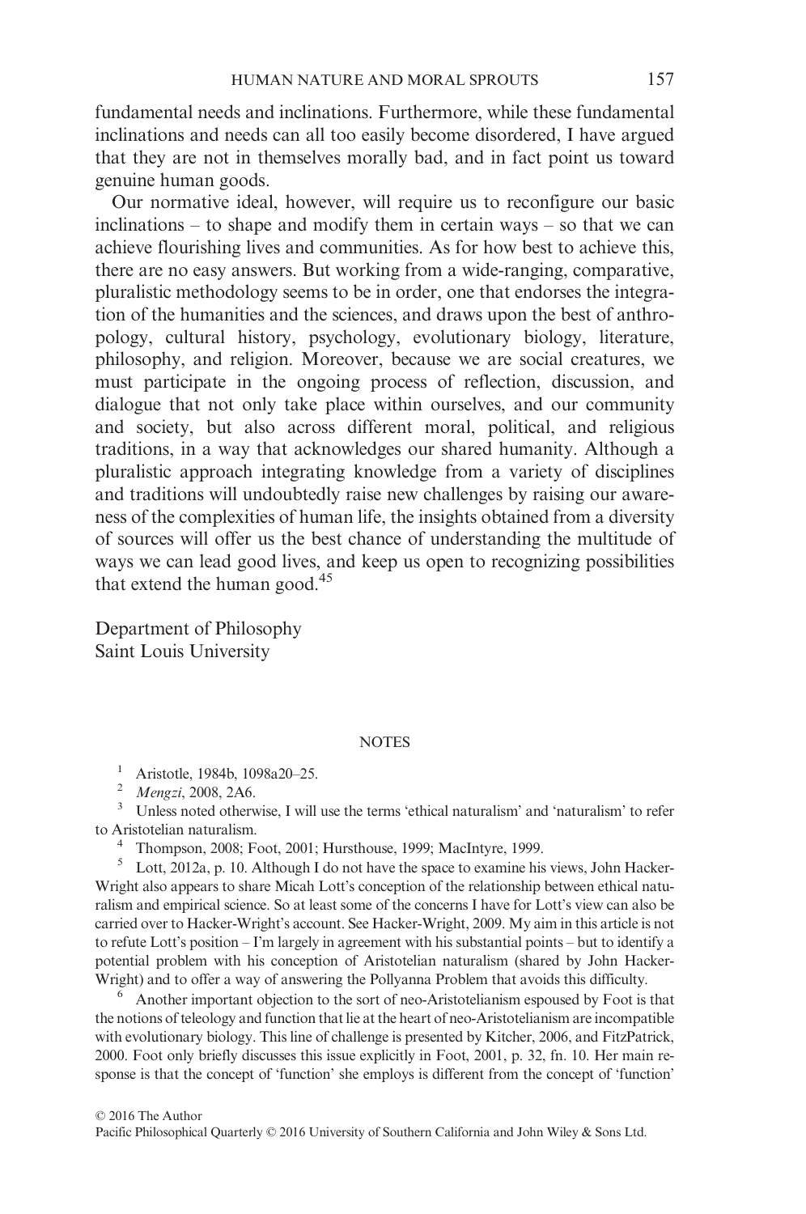fundamental needs and inclinations. Furthermore, while these fundamental inclinations and needs can all too easily become disordered, I have argued that they are not in themselves morally bad, and in fact point us toward genuine human goods.

Our normative ideal, however, will require us to reconfigure our basic inclinations – to shape and modify them in certain ways – so that we can achieve flourishing lives and communities. As for how best to achieve this, there are no easy answers. But working from a wide-ranging, comparative, pluralistic methodology seems to be in order, one that endorses the integration of the humanities and the sciences, and draws upon the best of anthropology, cultural history, psychology, evolutionary biology, literature, philosophy, and religion. Moreover, because we are social creatures, we must participate in the ongoing process of reflection, discussion, and dialogue that not only take place within ourselves, and our community and society, but also across different moral, political, and religious traditions, in a way that acknowledges our shared humanity. Although a pluralistic approach integrating knowledge from a variety of disciplines and traditions will undoubtedly raise new challenges by raising our awareness of the complexities of human life, the insights obtained from a diversity of sources will offer us the best chance of understanding the multitude of ways we can lead good lives, and keep us open to recognizing possibilities that extend the human good.[45]

Department of Philosophy
Saint Louis University

## NOTES

[1] Aristotle, 1984b, 1098a20–25.

[2] *Mengzi*, 2008, 2A6.

[3] Unless noted otherwise, I will use the terms 'ethical naturalism' and 'naturalism' to refer to Aristotelian naturalism.

[4] Thompson, 2008; Foot, 2001; Hursthouse, 1999; MacIntyre, 1999.

[5] Lott, 2012a, p. 10. Although I do not have the space to examine his views, John Hacker-Wright also appears to share Micah Lott's conception of the relationship between ethical naturalism and empirical science. So at least some of the concerns I have for Lott's view can also be carried over to Hacker-Wright's account. See Hacker-Wright, 2009. My aim in this article is not to refute Lott's position – I'm largely in agreement with his substantial points – but to identify a potential problem with his conception of Aristotelian naturalism (shared by John Hacker-Wright) and to offer a way of answering the Pollyanna Problem that avoids this difficulty.

[6] Another important objection to the sort of neo-Aristotelianism espoused by Foot is that the notions of teleology and function that lie at the heart of neo-Aristotelianism are incompatible with evolutionary biology. This line of challenge is presented by Kitcher, 2006, and FitzPatrick, 2000. Foot only briefly discusses this issue explicitly in Foot, 2001, p. 32, fn. 10. Her main response is that the concept of 'function' she employs is different from the concept of 'function'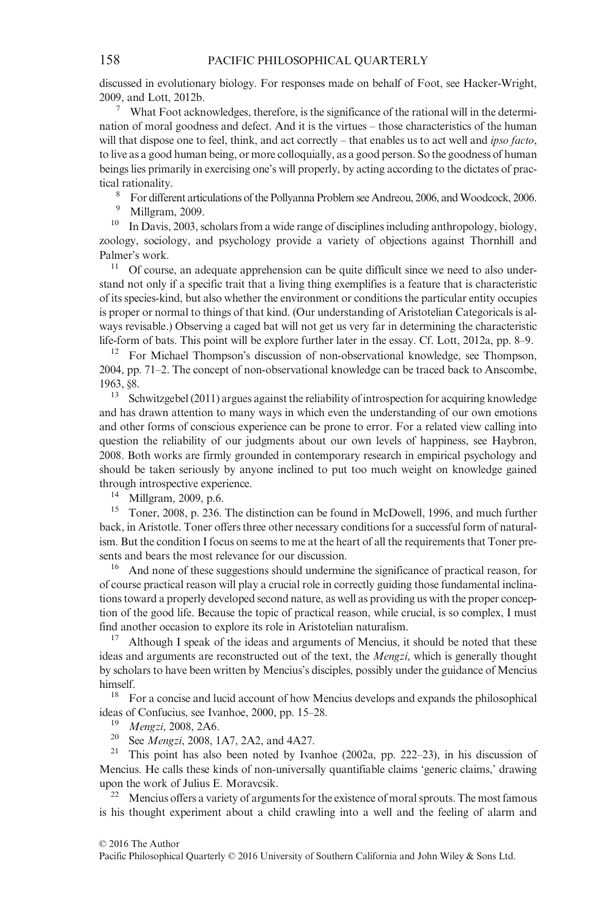discussed in evolutionary biology. For responses made on behalf of Foot, see Hacker-Wright, 2009, and Lott, 2012b.

[7] What Foot acknowledges, therefore, is the significance of the rational will in the determination of moral goodness and defect. And it is the virtues – those characteristics of the human will that dispose one to feel, think, and act correctly – that enables us to act well and *ipso facto*, to live as a good human being, or more colloquially, as a good person. So the goodness of human beings lies primarily in exercising one's will properly, by acting according to the dictates of practical rationality.

[8] For different articulations of the Pollyanna Problem see Andreou, 2006, and Woodcock, 2006.

[9] Millgram, 2009.

[10] In Davis, 2003, scholars from a wide range of disciplines including anthropology, biology, zoology, sociology, and psychology provide a variety of objections against Thornhill and Palmer's work.

[11] Of course, an adequate apprehension can be quite difficult since we need to also understand not only if a specific trait that a living thing exemplifies is a feature that is characteristic of its species-kind, but also whether the environment or conditions the particular entity occupies is proper or normal to things of that kind. (Our understanding of Aristotelian Categoricals is always revisable.) Observing a caged bat will not get us very far in determining the characteristic life-form of bats. This point will be explore further later in the essay. Cf. Lott, 2012a, pp. 8–9.

[12] For Michael Thompson's discussion of non-observational knowledge, see Thompson, 2004, pp. 71–2. The concept of non-observational knowledge can be traced back to Anscombe, 1963, §8.

[13] Schwitzgebel (2011) argues against the reliability of introspection for acquiring knowledge and has drawn attention to many ways in which even the understanding of our own emotions and other forms of conscious experience can be prone to error. For a related view calling into question the reliability of our judgments about our own levels of happiness, see Haybron, 2008. Both works are firmly grounded in contemporary research in empirical psychology and should be taken seriously by anyone inclined to put too much weight on knowledge gained through introspective experience.

[14] Millgram, 2009, p.6.

[15] Toner, 2008, p. 236. The distinction can be found in McDowell, 1996, and much further back, in Aristotle. Toner offers three other necessary conditions for a successful form of naturalism. But the condition I focus on seems to me at the heart of all the requirements that Toner presents and bears the most relevance for our discussion.

[16] And none of these suggestions should undermine the significance of practical reason, for of course practical reason will play a crucial role in correctly guiding those fundamental inclinations toward a properly developed second nature, as well as providing us with the proper conception of the good life. Because the topic of practical reason, while crucial, is so complex, I must find another occasion to explore its role in Aristotelian naturalism.

[17] Although I speak of the ideas and arguments of Mencius, it should be noted that these ideas and arguments are reconstructed out of the text, the *Mengzi*, which is generally thought by scholars to have been written by Mencius's disciples, possibly under the guidance of Mencius himself.

[18] For a concise and lucid account of how Mencius develops and expands the philosophical ideas of Confucius, see Ivanhoe, 2000, pp. 15–28.

[19] *Mengzi*, 2008, 2A6.

[20] See *Mengzi*, 2008, 1A7, 2A2, and 4A27.

[21] This point has also been noted by Ivanhoe (2002a, pp. 222–23), in his discussion of Mencius. He calls these kinds of non-universally quantifiable claims 'generic claims,' drawing upon the work of Julius E. Moravcsik.

[22] Mencius offers a variety of arguments for the existence of moral sprouts. The most famous is his thought experiment about a child crawling into a well and the feeling of alarm and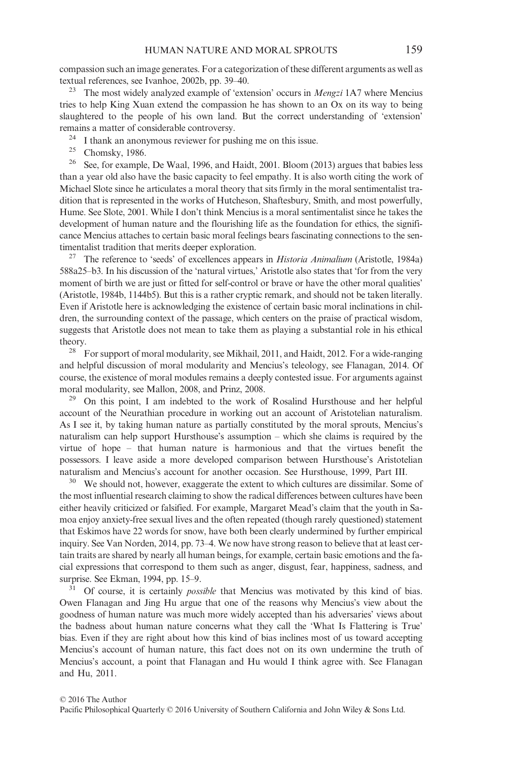compassion such an image generates. For a categorization of these different arguments as well as textual references, see Ivanhoe, 2002b, pp. 39–40.

[23] The most widely analyzed example of 'extension' occurs in *Mengzi* 1A7 where Mencius tries to help King Xuan extend the compassion he has shown to an Ox on its way to being slaughtered to the people of his own land. But the correct understanding of 'extension' remains a matter of considerable controversy.

[24] I thank an anonymous reviewer for pushing me on this issue.

[25] Chomsky, 1986.

[26] See, for example, De Waal, 1996, and Haidt, 2001. Bloom (2013) argues that babies less than a year old also have the basic capacity to feel empathy. It is also worth citing the work of Michael Slote since he articulates a moral theory that sits firmly in the moral sentimentalist tradition that is represented in the works of Hutcheson, Shaftesbury, Smith, and most powerfully, Hume. See Slote, 2001. While I don't think Mencius is a moral sentimentalist since he takes the development of human nature and the flourishing life as the foundation for ethics, the significance Mencius attaches to certain basic moral feelings bears fascinating connections to the sentimentalist tradition that merits deeper exploration.

[27] The reference to 'seeds' of excellences appears in *Historia Animalium* (Aristotle, 1984a) 588a25–b3. In his discussion of the 'natural virtues,' Aristotle also states that 'for from the very moment of birth we are just or fitted for self-control or brave or have the other moral qualities' (Aristotle, 1984b, 1144b5). But this is a rather cryptic remark, and should not be taken literally. Even if Aristotle here is acknowledging the existence of certain basic moral inclinations in children, the surrounding context of the passage, which centers on the praise of practical wisdom, suggests that Aristotle does not mean to take them as playing a substantial role in his ethical theory.

[28] For support of moral modularity, see Mikhail, 2011, and Haidt, 2012. For a wide-ranging and helpful discussion of moral modularity and Mencius's teleology, see Flanagan, 2014. Of course, the existence of moral modules remains a deeply contested issue. For arguments against moral modularity, see Mallon, 2008, and Prinz, 2008.

[29] On this point, I am indebted to the work of Rosalind Hursthouse and her helpful account of the Neurathian procedure in working out an account of Aristotelian naturalism. As I see it, by taking human nature as partially constituted by the moral sprouts, Mencius's naturalism can help support Hursthouse's assumption – which she claims is required by the virtue of hope – that human nature is harmonious and that the virtues benefit the possessors. I leave aside a more developed comparison between Hursthouse's Aristotelian naturalism and Mencius's account for another occasion. See Hursthouse, 1999, Part III.

[30] We should not, however, exaggerate the extent to which cultures are dissimilar. Some of the most influential research claiming to show the radical differences between cultures have been either heavily criticized or falsified. For example, Margaret Mead's claim that the youth in Samoa enjoy anxiety-free sexual lives and the often repeated (though rarely questioned) statement that Eskimos have 22 words for snow, have both been clearly undermined by further empirical inquiry. See Van Norden, 2014, pp. 73–4. We now have strong reason to believe that at least certain traits are shared by nearly all human beings, for example, certain basic emotions and the facial expressions that correspond to them such as anger, disgust, fear, happiness, sadness, and surprise. See Ekman, 1994, pp. 15–9.

[31] Of course, it is certainly *possible* that Mencius was motivated by this kind of bias. Owen Flanagan and Jing Hu argue that one of the reasons why Mencius's view about the goodness of human nature was much more widely accepted than his adversaries' views about the badness about human nature concerns what they call the 'What Is Flattering is True' bias. Even if they are right about how this kind of bias inclines most of us toward accepting Mencius's account of human nature, this fact does not on its own undermine the truth of Mencius's account, a point that Flanagan and Hu would I think agree with. See Flanagan and Hu, 2011.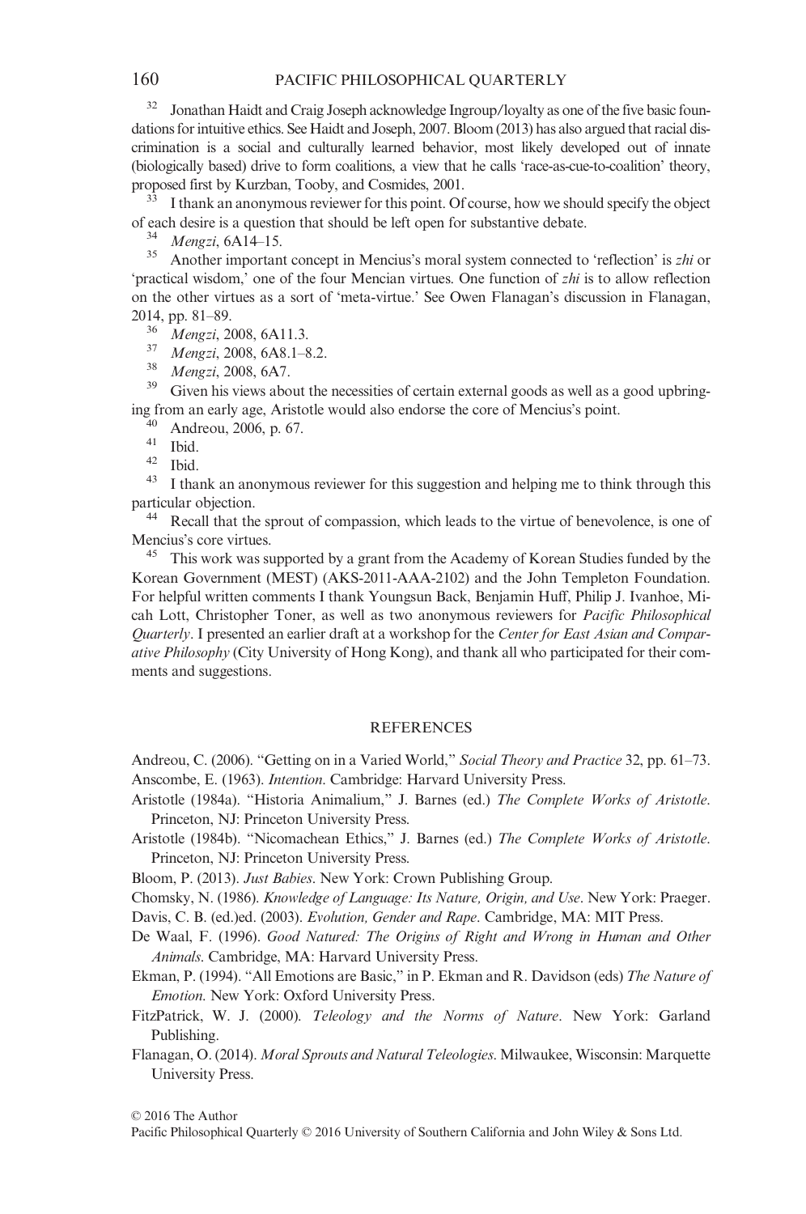[32] Jonathan Haidt and Craig Joseph acknowledge Ingroup/loyalty as one of the five basic foundations for intuitive ethics. See Haidt and Joseph, 2007. Bloom (2013) has also argued that racial discrimination is a social and culturally learned behavior, most likely developed out of innate (biologically based) drive to form coalitions, a view that he calls 'race-as-cue-to-coalition' theory, proposed first by Kurzban, Tooby, and Cosmides, 2001.

[33] I thank an anonymous reviewer for this point. Of course, how we should specify the object of each desire is a question that should be left open for substantive debate.

[34] *Mengzi*, 6A14–15.

[35] Another important concept in Mencius's moral system connected to 'reflection' is *zhi* or 'practical wisdom,' one of the four Mencian virtues. One function of *zhi* is to allow reflection on the other virtues as a sort of 'meta-virtue.' See Owen Flanagan's discussion in Flanagan, 2014, pp. 81–89.

[36] *Mengzi*, 2008, 6A11.3.

[37] *Mengzi*, 2008, 6A8.1–8.2.

[38] *Mengzi*, 2008, 6A7.

[39] Given his views about the necessities of certain external goods as well as a good upbringing from an early age, Aristotle would also endorse the core of Mencius's point.

[40] Andreou, 2006, p. 67.

[41] Ibid.

[42] Ibid.

[43] I thank an anonymous reviewer for this suggestion and helping me to think through this particular objection.

[44] Recall that the sprout of compassion, which leads to the virtue of benevolence, is one of Mencius's core virtues.

[45] This work was supported by a grant from the Academy of Korean Studies funded by the Korean Government (MEST) (AKS-2011-AAA-2102) and the John Templeton Foundation. For helpful written comments I thank Youngsun Back, Benjamin Huff, Philip J. Ivanhoe, Micah Lott, Christopher Toner, as well as two anonymous reviewers for *Pacific Philosophical Quarterly*. I presented an earlier draft at a workshop for the *Center for East Asian and Comparative Philosophy* (City University of Hong Kong), and thank all who participated for their comments and suggestions.

## REFERENCES

Andreou, C. (2006). "Getting on in a Varied World," *Social Theory and Practice* 32, pp. 61–73.

Anscombe, E. (1963). *Intention*. Cambridge: Harvard University Press.

Aristotle (1984a). "Historia Animalium," J. Barnes (ed.) *The Complete Works of Aristotle*. Princeton, NJ: Princeton University Press.

Aristotle (1984b). "Nicomachean Ethics," J. Barnes (ed.) *The Complete Works of Aristotle*. Princeton, NJ: Princeton University Press.

Bloom, P. (2013). *Just Babies*. New York: Crown Publishing Group.

Chomsky, N. (1986). *Knowledge of Language: Its Nature, Origin, and Use*. New York: Praeger.

Davis, C. B. (ed.)ed. (2003). *Evolution, Gender and Rape*. Cambridge, MA: MIT Press.

De Waal, F. (1996). *Good Natured: The Origins of Right and Wrong in Human and Other Animals*. Cambridge, MA: Harvard University Press.

Ekman, P. (1994). "All Emotions are Basic," in P. Ekman and R. Davidson (eds) *The Nature of Emotion*. New York: Oxford University Press.

FitzPatrick, W. J. (2000). *Teleology and the Norms of Nature*. New York: Garland Publishing.

Flanagan, O. (2014). *Moral Sprouts and Natural Teleologies*. Milwaukee, Wisconsin: Marquette University Press.

© 2016 The Author
Pacific Philosophical Quarterly © 2016 University of Southern California and John Wiley & Sons Ltd.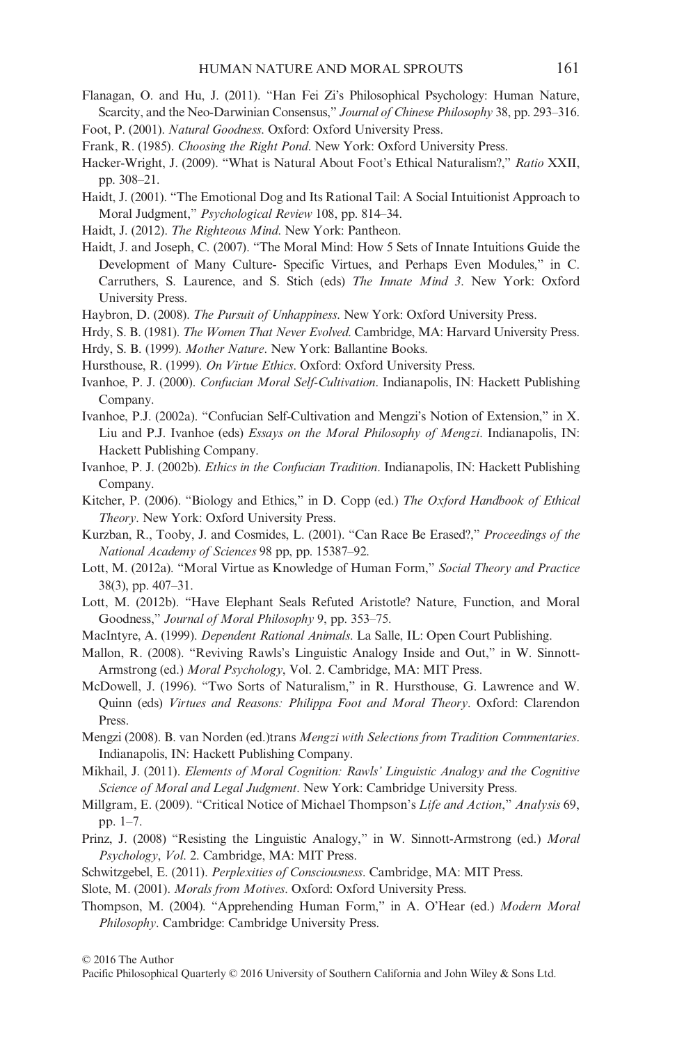Flanagan, O. and Hu, J. (2011). "Han Fei Zi's Philosophical Psychology: Human Nature, Scarcity, and the Neo-Darwinian Consensus," *Journal of Chinese Philosophy* 38, pp. 293–316.

Foot, P. (2001). *Natural Goodness*. Oxford: Oxford University Press.

Frank, R. (1985). *Choosing the Right Pond*. New York: Oxford University Press.

Hacker-Wright, J. (2009). "What is Natural About Foot's Ethical Naturalism?," *Ratio* XXII, pp. 308–21.

Haidt, J. (2001). "The Emotional Dog and Its Rational Tail: A Social Intuitionist Approach to Moral Judgment," *Psychological Review* 108, pp. 814–34.

Haidt, J. (2012). *The Righteous Mind*. New York: Pantheon.

Haidt, J. and Joseph, C. (2007). "The Moral Mind: How 5 Sets of Innate Intuitions Guide the Development of Many Culture- Specific Virtues, and Perhaps Even Modules," in C. Carruthers, S. Laurence, and S. Stich (eds) *The Innate Mind 3*. New York: Oxford University Press.

Haybron, D. (2008). *The Pursuit of Unhappiness*. New York: Oxford University Press.

Hrdy, S. B. (1981). *The Women That Never Evolved*. Cambridge, MA: Harvard University Press.

Hrdy, S. B. (1999). *Mother Nature*. New York: Ballantine Books.

Hursthouse, R. (1999). *On Virtue Ethics*. Oxford: Oxford University Press.

Ivanhoe, P. J. (2000). *Confucian Moral Self-Cultivation*. Indianapolis, IN: Hackett Publishing Company.

Ivanhoe, P.J. (2002a). "Confucian Self-Cultivation and Mengzi's Notion of Extension," in X. Liu and P.J. Ivanhoe (eds) *Essays on the Moral Philosophy of Mengzi*. Indianapolis, IN: Hackett Publishing Company.

Ivanhoe, P. J. (2002b). *Ethics in the Confucian Tradition*. Indianapolis, IN: Hackett Publishing Company.

Kitcher, P. (2006). "Biology and Ethics," in D. Copp (ed.) *The Oxford Handbook of Ethical Theory*. New York: Oxford University Press.

Kurzban, R., Tooby, J. and Cosmides, L. (2001). "Can Race Be Erased?," *Proceedings of the National Academy of Sciences* 98 pp, pp. 15387–92.

Lott, M. (2012a). "Moral Virtue as Knowledge of Human Form," *Social Theory and Practice* 38(3), pp. 407–31.

Lott, M. (2012b). "Have Elephant Seals Refuted Aristotle? Nature, Function, and Moral Goodness," *Journal of Moral Philosophy* 9, pp. 353–75.

MacIntyre, A. (1999). *Dependent Rational Animals*. La Salle, IL: Open Court Publishing.

Mallon, R. (2008). "Reviving Rawls's Linguistic Analogy Inside and Out," in W. Sinnott-Armstrong (ed.) *Moral Psychology*, Vol. 2. Cambridge, MA: MIT Press.

McDowell, J. (1996). "Two Sorts of Naturalism," in R. Hursthouse, G. Lawrence and W. Quinn (eds) *Virtues and Reasons: Philippa Foot and Moral Theory*. Oxford: Clarendon Press.

Mengzi (2008). B. van Norden (ed.)trans *Mengzi with Selections from Tradition Commentaries*. Indianapolis, IN: Hackett Publishing Company.

Mikhail, J. (2011). *Elements of Moral Cognition: Rawls' Linguistic Analogy and the Cognitive Science of Moral and Legal Judgment*. New York: Cambridge University Press.

Millgram, E. (2009). "Critical Notice of Michael Thompson's *Life and Action*," *Analysis* 69, pp. 1–7.

Prinz, J. (2008) "Resisting the Linguistic Analogy," in W. Sinnott-Armstrong (ed.) *Moral Psychology*, *Vol*. 2. Cambridge, MA: MIT Press.

Schwitzgebel, E. (2011). *Perplexities of Consciousness*. Cambridge, MA: MIT Press.

Slote, M. (2001). *Morals from Motives*. Oxford: Oxford University Press.

Thompson, M. (2004). "Apprehending Human Form," in A. O'Hear (ed.) *Modern Moral Philosophy*. Cambridge: Cambridge University Press.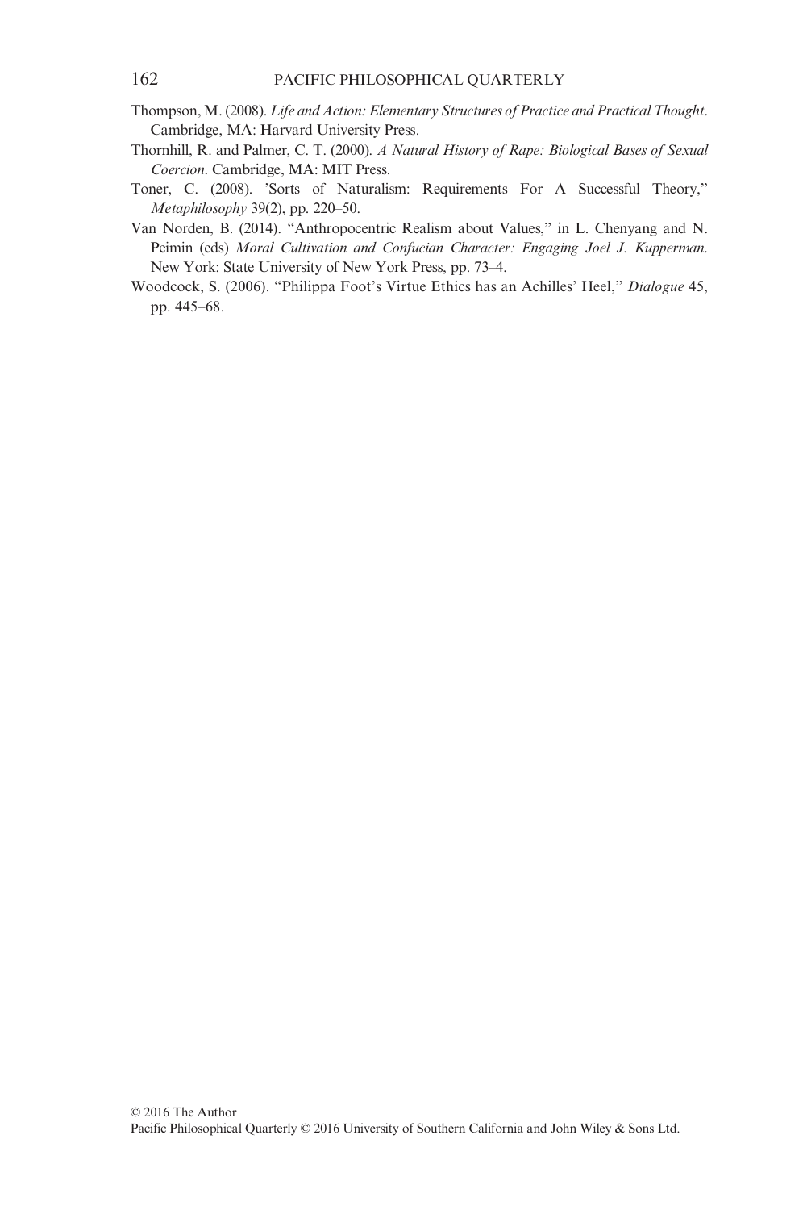Thompson, M. (2008). *Life and Action: Elementary Structures of Practice and Practical Thought*. Cambridge, MA: Harvard University Press.

Thornhill, R. and Palmer, C. T. (2000). *A Natural History of Rape: Biological Bases of Sexual Coercion*. Cambridge, MA: MIT Press.

Toner, C. (2008). 'Sorts of Naturalism: Requirements For A Successful Theory," *Metaphilosophy* 39(2), pp. 220–50.

Van Norden, B. (2014). "Anthropocentric Realism about Values," in L. Chenyang and N. Peimin (eds) *Moral Cultivation and Confucian Character: Engaging Joel J. Kupperman*. New York: State University of New York Press, pp. 73–4.

Woodcock, S. (2006). "Philippa Foot's Virtue Ethics has an Achilles' Heel," *Dialogue* 45, pp. 445–68.